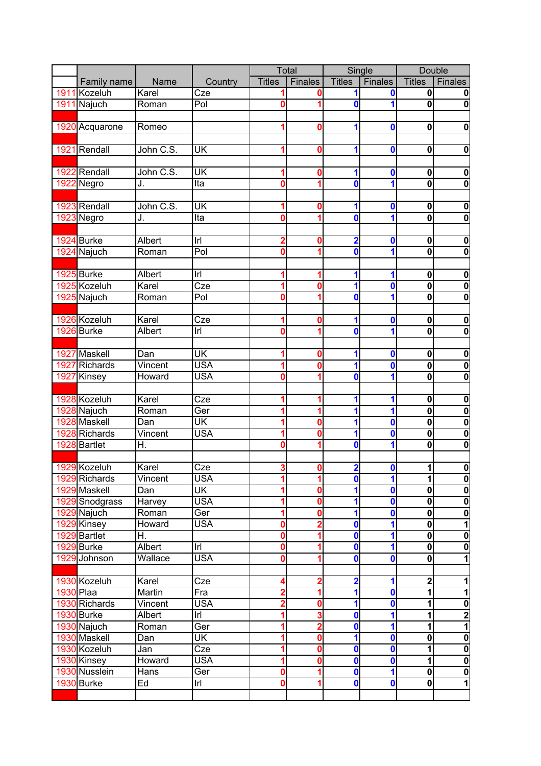| | Family name | Name | Country | Total | | Single | | Double | |
|---|---|---|---|---|---|---|---|---|---|
| | | | | Titles | Finales | Titles | Finales | Titles | Finales |
| 1911 | Kozeluh | Karel | Cze | 1 | 0 | 1 | 0 | 0 | 0 |
| 1911 | Najuch | Roman | Pol | 0 | 1 | 0 | 1 | 0 | 0 |
| | | | | | | | | | |
| 1920 | Acquarone | Romeo | | 1 | 0 | 1 | 0 | 0 | 0 |
| | | | | | | | | | |
| 1921 | Rendall | John C.S. | UK | 1 | 0 | 1 | 0 | 0 | 0 |
| | | | | | | | | | |
| 1922 | Rendall | John C.S. | UK | 1 | 0 | 1 | 0 | 0 | 0 |
| 1922 | Negro | J. | Ita | 0 | 1 | 0 | 1 | 0 | 0 |
| | | | | | | | | | |
| 1923 | Rendall | John C.S. | UK | 1 | 0 | 1 | 0 | 0 | 0 |
| 1923 | Negro | J. | Ita | 0 | 1 | 0 | 1 | 0 | 0 |
| | | | | | | | | | |
| 1924 | Burke | Albert | Irl | 2 | 0 | 2 | 0 | 0 | 0 |
| 1924 | Najuch | Roman | Pol | 0 | 1 | 0 | 1 | 0 | 0 |
| | | | | | | | | | |
| 1925 | Burke | Albert | Irl | 1 | 1 | 1 | 1 | 0 | 0 |
| 1925 | Kozeluh | Karel | Cze | 1 | 0 | 1 | 0 | 0 | 0 |
| 1925 | Najuch | Roman | Pol | 0 | 1 | 0 | 1 | 0 | 0 |
| | | | | | | | | | |
| 1926 | Kozeluh | Karel | Cze | 1 | 0 | 1 | 0 | 0 | 0 |
| 1926 | Burke | Albert | Irl | 0 | 1 | 0 | 1 | 0 | 0 |
| | | | | | | | | | |
| 1927 | Maskell | Dan | UK | 1 | 0 | 1 | 0 | 0 | 0 |
| 1927 | Richards | Vincent | USA | 1 | 0 | 1 | 0 | 0 | 0 |
| 1927 | Kinsey | Howard | USA | 0 | 1 | 0 | 1 | 0 | 0 |
| | | | | | | | | | |
| 1928 | Kozeluh | Karel | Cze | 1 | 1 | 1 | 1 | 0 | 0 |
| 1928 | Najuch | Roman | Ger | 1 | 1 | 1 | 1 | 0 | 0 |
| 1928 | Maskell | Dan | UK | 1 | 0 | 1 | 0 | 0 | 0 |
| 1928 | Richards | Vincent | USA | 1 | 0 | 1 | 0 | 0 | 0 |
| 1928 | Bartlet | H. | | 0 | 1 | 0 | 1 | 0 | 0 |
| | | | | | | | | | |
| 1929 | Kozeluh | Karel | Cze | 3 | 0 | 2 | 0 | 1 | 0 |
| 1929 | Richards | Vincent | USA | 1 | 1 | 0 | 1 | 1 | 0 |
| 1929 | Maskell | Dan | UK | 1 | 0 | 1 | 0 | 0 | 0 |
| 1929 | Snodgrass | Harvey | USA | 1 | 0 | 1 | 0 | 0 | 0 |
| 1929 | Najuch | Roman | Ger | 1 | 0 | 1 | 0 | 0 | 0 |
| 1929 | Kinsey | Howard | USA | 0 | 2 | 0 | 1 | 0 | 1 |
| 1929 | Bartlet | H. | | 0 | 1 | 0 | 1 | 0 | 0 |
| 1929 | Burke | Albert | Irl | 0 | 1 | 0 | 1 | 0 | 0 |
| 1929 | Johnson | Wallace | USA | 0 | 1 | 0 | 0 | 0 | 1 |
| | | | | | | | | | |
| 1930 | Kozeluh | Karel | Cze | 4 | 2 | 2 | 1 | 2 | 1 |
| 1930 | Plaa | Martin | Fra | 2 | 1 | 1 | 0 | 1 | 1 |
| 1930 | Richards | Vincent | USA | 2 | 0 | 1 | 0 | 1 | 0 |
| 1930 | Burke | Albert | Irl | 1 | 3 | 0 | 1 | 1 | 2 |
| 1930 | Najuch | Roman | Ger | 1 | 2 | 0 | 1 | 1 | 1 |
| 1930 | Maskell | Dan | UK | 1 | 0 | 1 | 0 | 0 | 0 |
| 1930 | Kozeluh | Jan | Cze | 1 | 0 | 0 | 0 | 1 | 0 |
| 1930 | Kinsey | Howard | USA | 1 | 0 | 0 | 0 | 1 | 0 |
| 1930 | Nusslein | Hans | Ger | 0 | 1 | 0 | 1 | 0 | 0 |
| 1930 | Burke | Ed | Irl | 0 | 1 | 0 | 0 | 0 | 1 |
| | | | | | | | | | |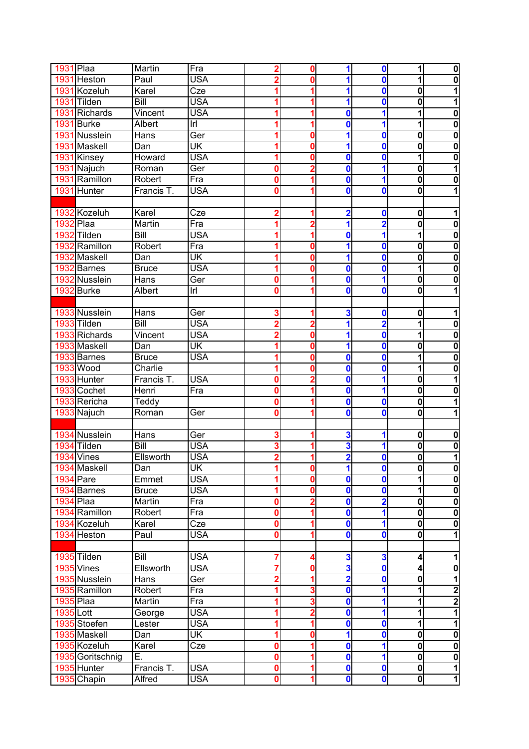| | | | | | | | | | |
|---|---|---|---|---|---|---|---|---|---|
| 1931 | Plaa | Martin | Fra | 2 | 0 | 1 | 0 | 1 | 0 |
| 1931 | Heston | Paul | USA | 2 | 0 | 1 | 0 | 1 | 0 |
| 1931 | Kozeluh | Karel | Cze | 1 | 1 | 1 | 0 | 0 | 1 |
| 1931 | Tilden | Bill | USA | 1 | 1 | 1 | 0 | 0 | 1 |
| 1931 | Richards | Vincent | USA | 1 | 1 | 0 | 1 | 1 | 0 |
| 1931 | Burke | Albert | Irl | 1 | 1 | 0 | 1 | 1 | 0 |
| 1931 | Nusslein | Hans | Ger | 1 | 0 | 1 | 0 | 0 | 0 |
| 1931 | Maskell | Dan | UK | 1 | 0 | 1 | 0 | 0 | 0 |
| 1931 | Kinsey | Howard | USA | 1 | 0 | 0 | 0 | 1 | 0 |
| 1931 | Najuch | Roman | Ger | 0 | 2 | 0 | 1 | 0 | 1 |
| 1931 | Ramillon | Robert | Fra | 0 | 1 | 0 | 1 | 0 | 0 |
| 1931 | Hunter | Francis T. | USA | 0 | 1 | 0 | 0 | 0 | 1 |
| | | | | | | | | | |
| 1932 | Kozeluh | Karel | Cze | 2 | 1 | 2 | 0 | 0 | 1 |
| 1932 | Plaa | Martin | Fra | 1 | 2 | 1 | 2 | 0 | 0 |
| 1932 | Tilden | Bill | USA | 1 | 1 | 0 | 1 | 1 | 0 |
| 1932 | Ramillon | Robert | Fra | 1 | 0 | 1 | 0 | 0 | 0 |
| 1932 | Maskell | Dan | UK | 1 | 0 | 1 | 0 | 0 | 0 |
| 1932 | Barnes | Bruce | USA | 1 | 0 | 0 | 0 | 1 | 0 |
| 1932 | Nusslein | Hans | Ger | 0 | 1 | 0 | 1 | 0 | 0 |
| 1932 | Burke | Albert | Irl | 0 | 1 | 0 | 0 | 0 | 1 |
| | | | | | | | | | |
| 1933 | Nusslein | Hans | Ger | 3 | 1 | 3 | 0 | 0 | 1 |
| 1933 | Tilden | Bill | USA | 2 | 2 | 1 | 2 | 1 | 0 |
| 1933 | Richards | Vincent | USA | 2 | 0 | 1 | 0 | 1 | 0 |
| 1933 | Maskell | Dan | UK | 1 | 0 | 1 | 0 | 0 | 0 |
| 1933 | Barnes | Bruce | USA | 1 | 0 | 0 | 0 | 1 | 0 |
| 1933 | Wood | Charlie | | 1 | 0 | 0 | 0 | 1 | 0 |
| 1933 | Hunter | Francis T. | USA | 0 | 2 | 0 | 1 | 0 | 1 |
| 1933 | Cochet | Henri | Fra | 0 | 1 | 0 | 1 | 0 | 0 |
| 1933 | Rericha | Teddy | | 0 | 1 | 0 | 0 | 0 | 1 |
| 1933 | Najuch | Roman | Ger | 0 | 1 | 0 | 0 | 0 | 1 |
| | | | | | | | | | |
| 1934 | Nusslein | Hans | Ger | 3 | 1 | 3 | 1 | 0 | 0 |
| 1934 | Tilden | Bill | USA | 3 | 1 | 3 | 1 | 0 | 0 |
| 1934 | Vines | Ellsworth | USA | 2 | 1 | 2 | 0 | 0 | 1 |
| 1934 | Maskell | Dan | UK | 1 | 0 | 1 | 0 | 0 | 0 |
| 1934 | Pare | Emmet | USA | 1 | 0 | 0 | 0 | 1 | 0 |
| 1934 | Barnes | Bruce | USA | 1 | 0 | 0 | 0 | 1 | 0 |
| 1934 | Plaa | Martin | Fra | 0 | 2 | 0 | 2 | 0 | 0 |
| 1934 | Ramillon | Robert | Fra | 0 | 1 | 0 | 1 | 0 | 0 |
| 1934 | Kozeluh | Karel | Cze | 0 | 1 | 0 | 1 | 0 | 0 |
| 1934 | Heston | Paul | USA | 0 | 1 | 0 | 0 | 0 | 1 |
| | | | | | | | | | |
| 1935 | Tilden | Bill | USA | 7 | 4 | 3 | 3 | 4 | 1 |
| 1935 | Vines | Ellsworth | USA | 7 | 0 | 3 | 0 | 4 | 0 |
| 1935 | Nusslein | Hans | Ger | 2 | 1 | 2 | 0 | 0 | 1 |
| 1935 | Ramillon | Robert | Fra | 1 | 3 | 0 | 1 | 1 | 2 |
| 1935 | Plaa | Martin | Fra | 1 | 3 | 0 | 1 | 1 | 2 |
| 1935 | Lott | George | USA | 1 | 2 | 0 | 1 | 1 | 1 |
| 1935 | Stoefen | Lester | USA | 1 | 1 | 0 | 0 | 1 | 1 |
| 1935 | Maskell | Dan | UK | 1 | 0 | 1 | 0 | 0 | 0 |
| 1935 | Kozeluh | Karel | Cze | 0 | 1 | 0 | 1 | 0 | 0 |
| 1935 | Goritschnig | E. | | 0 | 1 | 0 | 1 | 0 | 0 |
| 1935 | Hunter | Francis T. | USA | 0 | 1 | 0 | 0 | 0 | 1 |
| 1935 | Chapin | Alfred | USA | 0 | 1 | 0 | 0 | 0 | 1 |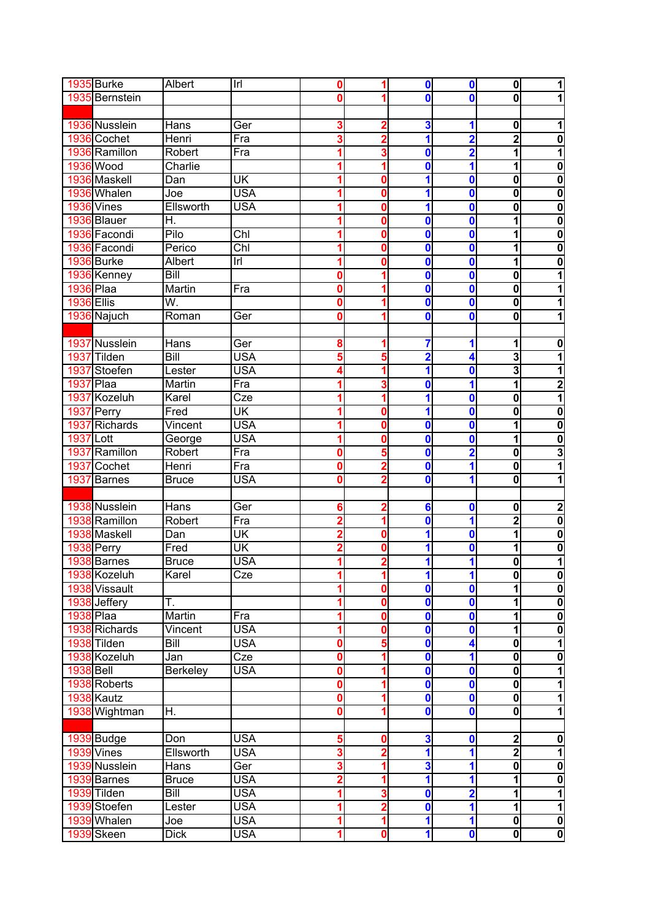| | | | | | | | | | |
|---|---|---|---|---|---|---|---|---|---|
| 1935 | Burke | Albert | Irl | 0 | 1 | 0 | 0 | 0 | 1 |
| 1935 | Bernstein | | | 0 | 1 | 0 | 0 | 0 | 1 |
| | | | | | | | | | |
| 1936 | Nusslein | Hans | Ger | 3 | 2 | 3 | 1 | 0 | 1 |
| 1936 | Cochet | Henri | Fra | 3 | 2 | 1 | 2 | 2 | 0 |
| 1936 | Ramillon | Robert | Fra | 1 | 3 | 0 | 2 | 1 | 1 |
| 1936 | Wood | Charlie | | 1 | 1 | 0 | 1 | 1 | 0 |
| 1936 | Maskell | Dan | UK | 1 | 0 | 1 | 0 | 0 | 0 |
| 1936 | Whalen | Joe | USA | 1 | 0 | 1 | 0 | 0 | 0 |
| 1936 | Vines | Ellsworth | USA | 1 | 0 | 1 | 0 | 0 | 0 |
| 1936 | Blauer | H. | | 1 | 0 | 0 | 0 | 1 | 0 |
| 1936 | Facondi | Pilo | Chl | 1 | 0 | 0 | 0 | 1 | 0 |
| 1936 | Facondi | Perico | Chl | 1 | 0 | 0 | 0 | 1 | 0 |
| 1936 | Burke | Albert | Irl | 1 | 0 | 0 | 0 | 1 | 0 |
| 1936 | Kenney | Bill | | 0 | 1 | 0 | 0 | 0 | 1 |
| 1936 | Plaa | Martin | Fra | 0 | 1 | 0 | 0 | 0 | 1 |
| 1936 | Ellis | W. | | 0 | 1 | 0 | 0 | 0 | 1 |
| 1936 | Najuch | Roman | Ger | 0 | 1 | 0 | 0 | 0 | 1 |
| | | | | | | | | | |
| 1937 | Nusslein | Hans | Ger | 8 | 1 | 7 | 1 | 1 | 0 |
| 1937 | Tilden | Bill | USA | 5 | 5 | 2 | 4 | 3 | 1 |
| 1937 | Stoefen | Lester | USA | 4 | 1 | 1 | 0 | 3 | 1 |
| 1937 | Plaa | Martin | Fra | 1 | 3 | 0 | 1 | 1 | 2 |
| 1937 | Kozeluh | Karel | Cze | 1 | 1 | 1 | 0 | 0 | 1 |
| 1937 | Perry | Fred | UK | 1 | 0 | 1 | 0 | 0 | 0 |
| 1937 | Richards | Vincent | USA | 1 | 0 | 0 | 0 | 1 | 0 |
| 1937 | Lott | George | USA | 1 | 0 | 0 | 0 | 1 | 0 |
| 1937 | Ramillon | Robert | Fra | 0 | 5 | 0 | 2 | 0 | 3 |
| 1937 | Cochet | Henri | Fra | 0 | 2 | 0 | 1 | 0 | 1 |
| 1937 | Barnes | Bruce | USA | 0 | 2 | 0 | 1 | 0 | 1 |
| | | | | | | | | | |
| 1938 | Nusslein | Hans | Ger | 6 | 2 | 6 | 0 | 0 | 2 |
| 1938 | Ramillon | Robert | Fra | 2 | 1 | 0 | 1 | 2 | 0 |
| 1938 | Maskell | Dan | UK | 2 | 0 | 1 | 0 | 1 | 0 |
| 1938 | Perry | Fred | UK | 2 | 0 | 1 | 0 | 1 | 0 |
| 1938 | Barnes | Bruce | USA | 1 | 2 | 1 | 1 | 0 | 1 |
| 1938 | Kozeluh | Karel | Cze | 1 | 1 | 1 | 1 | 0 | 0 |
| 1938 | Vissault | | | 1 | 0 | 0 | 0 | 1 | 0 |
| 1938 | Jeffery | T. | | 1 | 0 | 0 | 0 | 1 | 0 |
| 1938 | Plaa | Martin | Fra | 1 | 0 | 0 | 0 | 1 | 0 |
| 1938 | Richards | Vincent | USA | 1 | 0 | 0 | 0 | 1 | 0 |
| 1938 | Tilden | Bill | USA | 0 | 5 | 0 | 4 | 0 | 1 |
| 1938 | Kozeluh | Jan | Cze | 0 | 1 | 0 | 1 | 0 | 0 |
| 1938 | Bell | Berkeley | USA | 0 | 1 | 0 | 0 | 0 | 1 |
| 1938 | Roberts | | | 0 | 1 | 0 | 0 | 0 | 1 |
| 1938 | Kautz | | | 0 | 1 | 0 | 0 | 0 | 1 |
| 1938 | Wightman | H. | | 0 | 1 | 0 | 0 | 0 | 1 |
| | | | | | | | | | |
| 1939 | Budge | Don | USA | 5 | 0 | 3 | 0 | 2 | 0 |
| 1939 | Vines | Ellsworth | USA | 3 | 2 | 1 | 1 | 2 | 1 |
| 1939 | Nusslein | Hans | Ger | 3 | 1 | 3 | 1 | 0 | 0 |
| 1939 | Barnes | Bruce | USA | 2 | 1 | 1 | 1 | 1 | 0 |
| 1939 | Tilden | Bill | USA | 1 | 3 | 0 | 2 | 1 | 1 |
| 1939 | Stoefen | Lester | USA | 1 | 2 | 0 | 1 | 1 | 1 |
| 1939 | Whalen | Joe | USA | 1 | 1 | 1 | 1 | 0 | 0 |
| 1939 | Skeen | Dick | USA | 1 | 0 | 1 | 0 | 0 | 0 |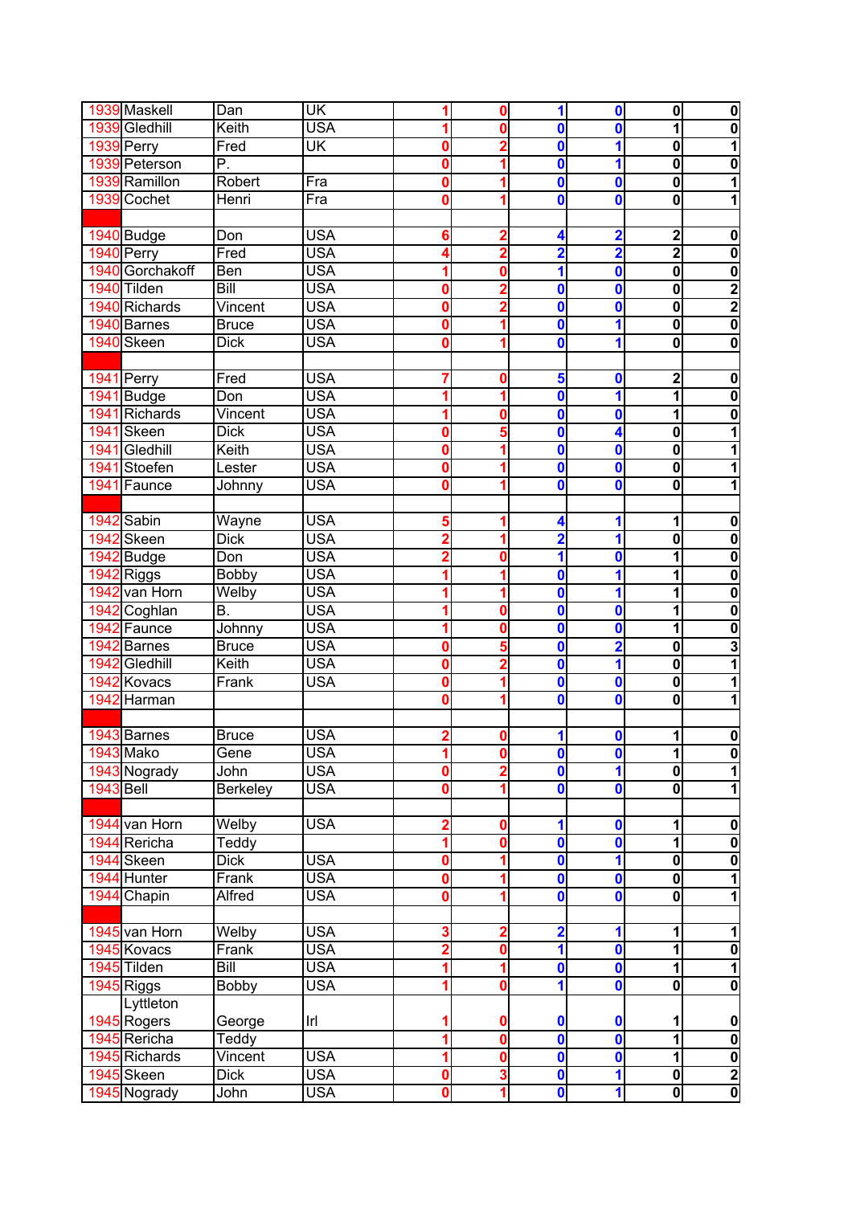| | | | | | | | | | |
|---|---|---|---|---|---|---|---|---|---|
| 1939 | Maskell | Dan | UK | 1 | 0 | 1 | 0 | 0 | 0 |
| 1939 | Gledhill | Keith | USA | 1 | 0 | 0 | 0 | 1 | 0 |
| 1939 | Perry | Fred | UK | 0 | 2 | 0 | 1 | 0 | 1 |
| 1939 | Peterson | P. | | 0 | 1 | 0 | 1 | 0 | 0 |
| 1939 | Ramillon | Robert | Fra | 0 | 1 | 0 | 0 | 0 | 1 |
| 1939 | Cochet | Henri | Fra | 0 | 1 | 0 | 0 | 0 | 1 |
| | | | | | | | | | |
| 1940 | Budge | Don | USA | 6 | 2 | 4 | 2 | 2 | 0 |
| 1940 | Perry | Fred | USA | 4 | 2 | 2 | 2 | 2 | 0 |
| 1940 | Gorchakoff | Ben | USA | 1 | 0 | 1 | 0 | 0 | 0 |
| 1940 | Tilden | Bill | USA | 0 | 2 | 0 | 0 | 0 | 2 |
| 1940 | Richards | Vincent | USA | 0 | 2 | 0 | 0 | 0 | 2 |
| 1940 | Barnes | Bruce | USA | 0 | 1 | 0 | 1 | 0 | 0 |
| 1940 | Skeen | Dick | USA | 0 | 1 | 0 | 1 | 0 | 0 |
| | | | | | | | | | |
| 1941 | Perry | Fred | USA | 7 | 0 | 5 | 0 | 2 | 0 |
| 1941 | Budge | Don | USA | 1 | 1 | 0 | 1 | 1 | 0 |
| 1941 | Richards | Vincent | USA | 1 | 0 | 0 | 0 | 1 | 0 |
| 1941 | Skeen | Dick | USA | 0 | 5 | 0 | 4 | 0 | 1 |
| 1941 | Gledhill | Keith | USA | 0 | 1 | 0 | 0 | 0 | 1 |
| 1941 | Stoefen | Lester | USA | 0 | 1 | 0 | 0 | 0 | 1 |
| 1941 | Faunce | Johnny | USA | 0 | 1 | 0 | 0 | 0 | 1 |
| | | | | | | | | | |
| 1942 | Sabin | Wayne | USA | 5 | 1 | 4 | 1 | 1 | 0 |
| 1942 | Skeen | Dick | USA | 2 | 1 | 2 | 1 | 0 | 0 |
| 1942 | Budge | Don | USA | 2 | 0 | 1 | 0 | 1 | 0 |
| 1942 | Riggs | Bobby | USA | 1 | 1 | 0 | 1 | 1 | 0 |
| 1942 | van Horn | Welby | USA | 1 | 1 | 0 | 1 | 1 | 0 |
| 1942 | Coghlan | B. | USA | 1 | 0 | 0 | 0 | 1 | 0 |
| 1942 | Faunce | Johnny | USA | 1 | 0 | 0 | 0 | 1 | 0 |
| 1942 | Barnes | Bruce | USA | 0 | 5 | 0 | 2 | 0 | 3 |
| 1942 | Gledhill | Keith | USA | 0 | 2 | 0 | 1 | 0 | 1 |
| 1942 | Kovacs | Frank | USA | 0 | 1 | 0 | 0 | 0 | 1 |
| 1942 | Harman | | | 0 | 1 | 0 | 0 | 0 | 1 |
| | | | | | | | | | |
| 1943 | Barnes | Bruce | USA | 2 | 0 | 1 | 0 | 1 | 0 |
| 1943 | Mako | Gene | USA | 1 | 0 | 0 | 0 | 1 | 0 |
| 1943 | Nogrady | John | USA | 0 | 2 | 0 | 1 | 0 | 1 |
| 1943 | Bell | Berkeley | USA | 0 | 1 | 0 | 0 | 0 | 1 |
| | | | | | | | | | |
| 1944 | van Horn | Welby | USA | 2 | 0 | 1 | 0 | 1 | 0 |
| 1944 | Rericha | Teddy | | 1 | 0 | 0 | 0 | 1 | 0 |
| 1944 | Skeen | Dick | USA | 0 | 1 | 0 | 1 | 0 | 0 |
| 1944 | Hunter | Frank | USA | 0 | 1 | 0 | 0 | 0 | 1 |
| 1944 | Chapin | Alfred | USA | 0 | 1 | 0 | 0 | 0 | 1 |
| | | | | | | | | | |
| 1945 | van Horn | Welby | USA | 3 | 2 | 2 | 1 | 1 | 1 |
| 1945 | Kovacs | Frank | USA | 2 | 0 | 1 | 0 | 1 | 0 |
| 1945 | Tilden | Bill | USA | 1 | 1 | 0 | 0 | 1 | 1 |
| 1945 | Riggs | Bobby | USA | 1 | 0 | 1 | 0 | 0 | 0 |
| 1945 | Lyttleton Rogers | George | Irl | 1 | 0 | 0 | 0 | 1 | 0 |
| 1945 | Rericha | Teddy | | 1 | 0 | 0 | 0 | 1 | 0 |
| 1945 | Richards | Vincent | USA | 1 | 0 | 0 | 0 | 1 | 0 |
| 1945 | Skeen | Dick | USA | 0 | 3 | 0 | 1 | 0 | 2 |
| 1945 | Nogrady | John | USA | 0 | 1 | 0 | 1 | 0 | 0 |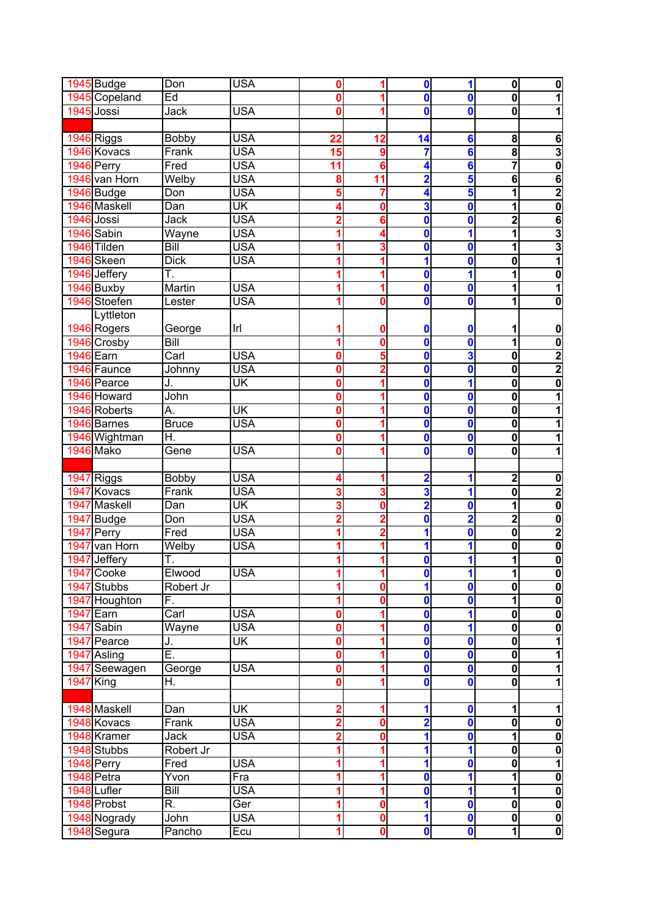| | | | | | | | | | |
|---|---|---|---|---|---|---|---|---|---|
| 1945 | Budge | Don | USA | 0 | 1 | 0 | 1 | 0 | 0 |
| 1945 | Copeland | Ed | | 0 | 1 | 0 | 0 | 0 | 1 |
| 1945 | Jossi | Jack | USA | 0 | 1 | 0 | 0 | 0 | 1 |
| | | | | | | | | | |
| 1946 | Riggs | Bobby | USA | 22 | 12 | 14 | 6 | 8 | 6 |
| 1946 | Kovacs | Frank | USA | 15 | 9 | 7 | 6 | 8 | 3 |
| 1946 | Perry | Fred | USA | 11 | 6 | 4 | 6 | 7 | 0 |
| 1946 | van Horn | Welby | USA | 8 | 11 | 2 | 5 | 6 | 6 |
| 1946 | Budge | Don | USA | 5 | 7 | 4 | 5 | 1 | 2 |
| 1946 | Maskell | Dan | UK | 4 | 0 | 3 | 0 | 1 | 0 |
| 1946 | Jossi | Jack | USA | 2 | 6 | 0 | 0 | 2 | 6 |
| 1946 | Sabin | Wayne | USA | 1 | 4 | 0 | 1 | 1 | 3 |
| 1946 | Tilden | Bill | USA | 1 | 3 | 0 | 0 | 1 | 3 |
| 1946 | Skeen | Dick | USA | 1 | 1 | 1 | 0 | 0 | 1 |
| 1946 | Jeffery | T. | | 1 | 1 | 0 | 1 | 1 | 0 |
| 1946 | Buxby | Martin | USA | 1 | 1 | 0 | 0 | 1 | 1 |
| 1946 | Stoefen | Lester | USA | 1 | 0 | 0 | 0 | 1 | 0 |
| 1946 | Lyttleton Rogers | George | Irl | 1 | 0 | 0 | 0 | 1 | 0 |
| 1946 | Crosby | Bill | | 1 | 0 | 0 | 0 | 1 | 0 |
| 1946 | Earn | Carl | USA | 0 | 5 | 0 | 3 | 0 | 2 |
| 1946 | Faunce | Johnny | USA | 0 | 2 | 0 | 0 | 0 | 2 |
| 1946 | Pearce | J. | UK | 0 | 1 | 0 | 1 | 0 | 0 |
| 1946 | Howard | John | | 0 | 1 | 0 | 0 | 0 | 1 |
| 1946 | Roberts | A. | UK | 0 | 1 | 0 | 0 | 0 | 1 |
| 1946 | Barnes | Bruce | USA | 0 | 1 | 0 | 0 | 0 | 1 |
| 1946 | Wightman | H. | | 0 | 1 | 0 | 0 | 0 | 1 |
| 1946 | Mako | Gene | USA | 0 | 1 | 0 | 0 | 0 | 1 |
| | | | | | | | | | |
| 1947 | Riggs | Bobby | USA | 4 | 1 | 2 | 1 | 2 | 0 |
| 1947 | Kovacs | Frank | USA | 3 | 3 | 3 | 1 | 0 | 2 |
| 1947 | Maskell | Dan | UK | 3 | 0 | 2 | 0 | 1 | 0 |
| 1947 | Budge | Don | USA | 2 | 2 | 0 | 2 | 2 | 0 |
| 1947 | Perry | Fred | USA | 1 | 2 | 1 | 0 | 0 | 2 |
| 1947 | van Horn | Welby | USA | 1 | 1 | 1 | 1 | 0 | 0 |
| 1947 | Jeffery | T. | | 1 | 1 | 0 | 1 | 1 | 0 |
| 1947 | Cooke | Elwood | USA | 1 | 1 | 0 | 1 | 1 | 0 |
| 1947 | Stubbs | Robert Jr | | 1 | 0 | 1 | 0 | 0 | 0 |
| 1947 | Houghton | F. | | 1 | 0 | 0 | 0 | 1 | 0 |
| 1947 | Earn | Carl | USA | 0 | 1 | 0 | 1 | 0 | 0 |
| 1947 | Sabin | Wayne | USA | 0 | 1 | 0 | 1 | 0 | 0 |
| 1947 | Pearce | J. | UK | 0 | 1 | 0 | 0 | 0 | 1 |
| 1947 | Asling | E. | | 0 | 1 | 0 | 0 | 0 | 1 |
| 1947 | Seewagen | George | USA | 0 | 1 | 0 | 0 | 0 | 1 |
| 1947 | King | H. | | 0 | 1 | 0 | 0 | 0 | 1 |
| | | | | | | | | | |
| 1948 | Maskell | Dan | UK | 2 | 1 | 1 | 0 | 1 | 1 |
| 1948 | Kovacs | Frank | USA | 2 | 0 | 2 | 0 | 0 | 0 |
| 1948 | Kramer | Jack | USA | 2 | 0 | 1 | 0 | 1 | 0 |
| 1948 | Stubbs | Robert Jr | | 1 | 1 | 1 | 1 | 0 | 0 |
| 1948 | Perry | Fred | USA | 1 | 1 | 1 | 0 | 0 | 1 |
| 1948 | Petra | Yvon | Fra | 1 | 1 | 0 | 1 | 1 | 0 |
| 1948 | Lufler | Bill | USA | 1 | 1 | 0 | 1 | 1 | 0 |
| 1948 | Probst | R. | Ger | 1 | 0 | 1 | 0 | 0 | 0 |
| 1948 | Nogrady | John | USA | 1 | 0 | 1 | 0 | 0 | 0 |
| 1948 | Segura | Pancho | Ecu | 1 | 0 | 0 | 0 | 1 | 0 |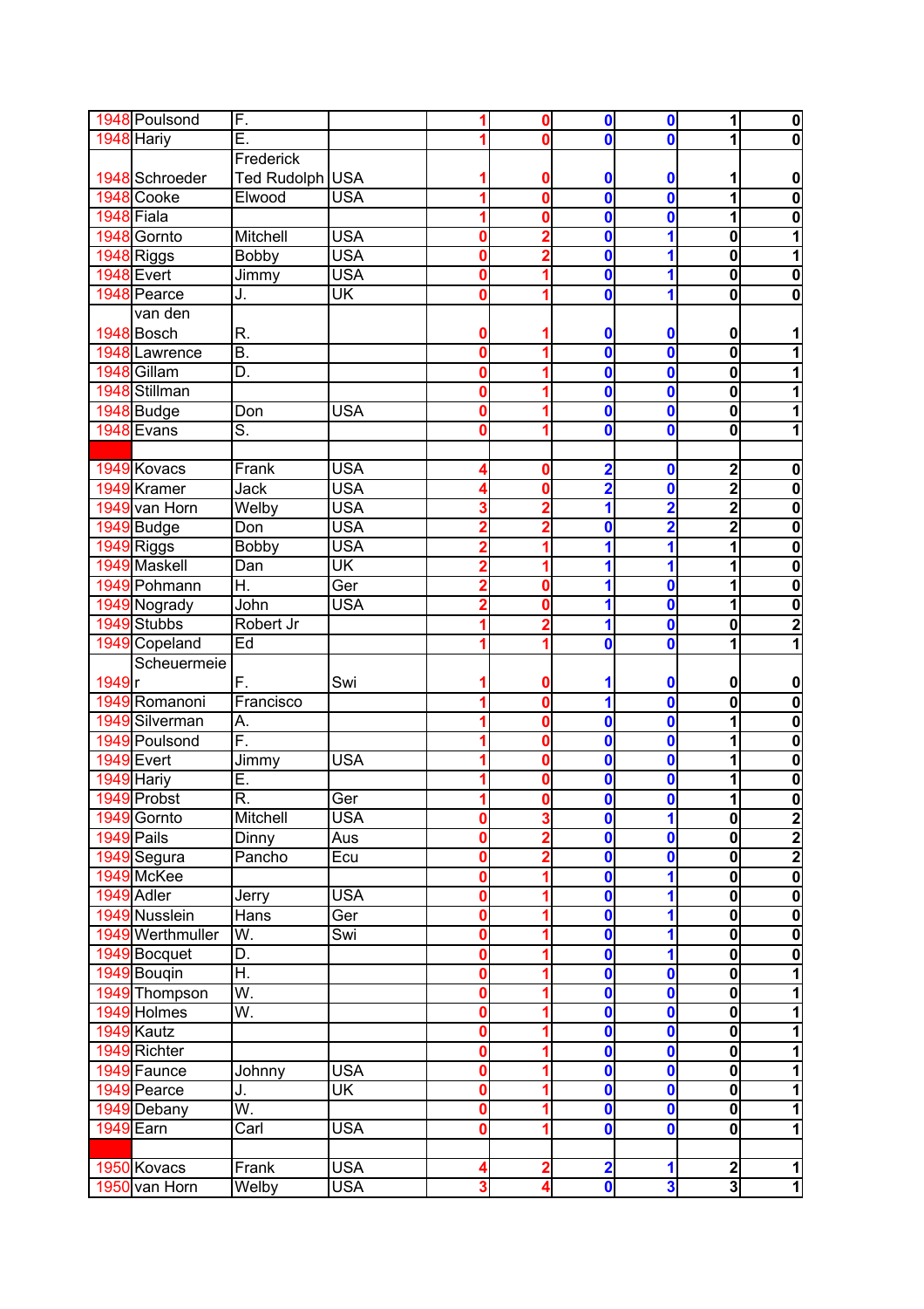| | | | | | | | | | |
|---|---|---|---|---|---|---|---|---|---|
| 1948 | Poulsond | F. | | 1 | 0 | 0 | 0 | 1 | 0 |
| 1948 | Hariy | E. | | 1 | 0 | 0 | 0 | 1 | 0 |
| 1948 | Schroeder | Frederick Ted Rudolph | USA | 1 | 0 | 0 | 0 | 1 | 0 |
| 1948 | Cooke | Elwood | USA | 1 | 0 | 0 | 0 | 1 | 0 |
| 1948 | Fiala | | | 1 | 0 | 0 | 0 | 1 | 0 |
| 1948 | Gornto | Mitchell | USA | 0 | 2 | 0 | 1 | 0 | 1 |
| 1948 | Riggs | Bobby | USA | 0 | 2 | 0 | 1 | 0 | 1 |
| 1948 | Evert | Jimmy | USA | 0 | 1 | 0 | 1 | 0 | 0 |
| 1948 | Pearce | J. | UK | 0 | 1 | 0 | 1 | 0 | 0 |
| 1948 | van den Bosch | R. | | 0 | 1 | 0 | 0 | 0 | 1 |
| 1948 | Lawrence | B. | | 0 | 1 | 0 | 0 | 0 | 1 |
| 1948 | Gillam | D. | | 0 | 1 | 0 | 0 | 0 | 1 |
| 1948 | Stillman | | | 0 | 1 | 0 | 0 | 0 | 1 |
| 1948 | Budge | Don | USA | 0 | 1 | 0 | 0 | 0 | 1 |
| 1948 | Evans | S. | | 0 | 1 | 0 | 0 | 0 | 1 |
| | | | | | | | | | |
| 1949 | Kovacs | Frank | USA | 4 | 0 | 2 | 0 | 2 | 0 |
| 1949 | Kramer | Jack | USA | 4 | 0 | 2 | 0 | 2 | 0 |
| 1949 | van Horn | Welby | USA | 3 | 2 | 1 | 2 | 2 | 0 |
| 1949 | Budge | Don | USA | 2 | 2 | 0 | 2 | 2 | 0 |
| 1949 | Riggs | Bobby | USA | 2 | 1 | 1 | 1 | 1 | 0 |
| 1949 | Maskell | Dan | UK | 2 | 1 | 1 | 1 | 1 | 0 |
| 1949 | Pohmann | H. | Ger | 2 | 0 | 1 | 0 | 1 | 0 |
| 1949 | Nogrady | John | USA | 2 | 0 | 1 | 0 | 1 | 0 |
| 1949 | Stubbs | Robert Jr | | 1 | 2 | 1 | 0 | 0 | 2 |
| 1949 | Copeland | Ed | | 1 | 1 | 0 | 0 | 1 | 1 |
| 1949 | Scheuermeier | F. | Swi | 1 | 0 | 1 | 0 | 0 | 0 |
| 1949 | Romanoni | Francisco | | 1 | 0 | 1 | 0 | 0 | 0 |
| 1949 | Silverman | A. | | 1 | 0 | 0 | 0 | 1 | 0 |
| 1949 | Poulsond | F. | | 1 | 0 | 0 | 0 | 1 | 0 |
| 1949 | Evert | Jimmy | USA | 1 | 0 | 0 | 0 | 1 | 0 |
| 1949 | Hariy | E. | | 1 | 0 | 0 | 0 | 1 | 0 |
| 1949 | Probst | R. | Ger | 1 | 0 | 0 | 0 | 1 | 0 |
| 1949 | Gornto | Mitchell | USA | 0 | 3 | 0 | 1 | 0 | 2 |
| 1949 | Pails | Dinny | Aus | 0 | 2 | 0 | 0 | 0 | 2 |
| 1949 | Segura | Pancho | Ecu | 0 | 2 | 0 | 0 | 0 | 2 |
| 1949 | McKee | | | 0 | 1 | 0 | 1 | 0 | 0 |
| 1949 | Adler | Jerry | USA | 0 | 1 | 0 | 1 | 0 | 0 |
| 1949 | Nusslein | Hans | Ger | 0 | 1 | 0 | 1 | 0 | 0 |
| 1949 | Werthmuller | W. | Swi | 0 | 1 | 0 | 1 | 0 | 0 |
| 1949 | Bocquet | D. | | 0 | 1 | 0 | 1 | 0 | 0 |
| 1949 | Bouqin | H. | | 0 | 1 | 0 | 0 | 0 | 1 |
| 1949 | Thompson | W. | | 0 | 1 | 0 | 0 | 0 | 1 |
| 1949 | Holmes | W. | | 0 | 1 | 0 | 0 | 0 | 1 |
| 1949 | Kautz | | | 0 | 1 | 0 | 0 | 0 | 1 |
| 1949 | Richter | | | 0 | 1 | 0 | 0 | 0 | 1 |
| 1949 | Faunce | Johnny | USA | 0 | 1 | 0 | 0 | 0 | 1 |
| 1949 | Pearce | J. | UK | 0 | 1 | 0 | 0 | 0 | 1 |
| 1949 | Debany | W. | | 0 | 1 | 0 | 0 | 0 | 1 |
| 1949 | Earn | Carl | USA | 0 | 1 | 0 | 0 | 0 | 1 |
| | | | | | | | | | |
| 1950 | Kovacs | Frank | USA | 4 | 2 | 2 | 1 | 2 | 1 |
| 1950 | van Horn | Welby | USA | 3 | 4 | 0 | 3 | 3 | 1 |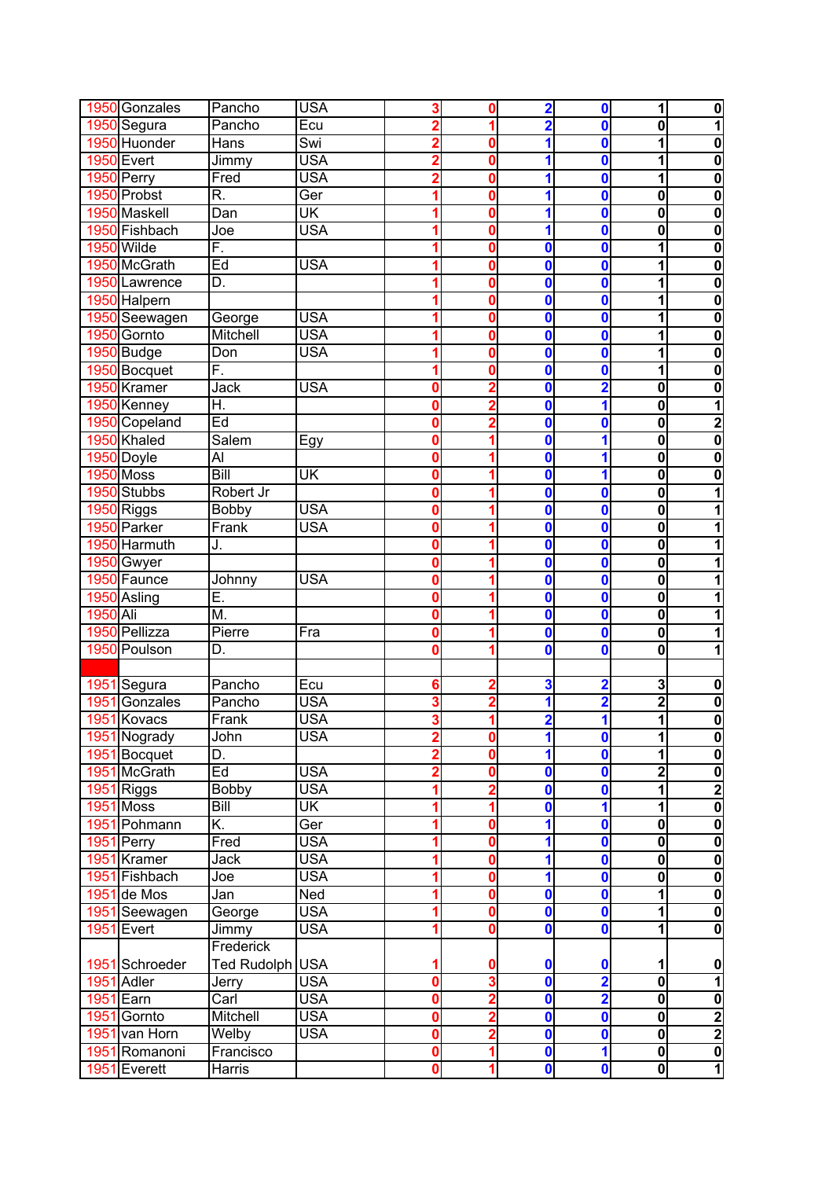| | | | | | | | | | |
|---|---|---|---|---|---|---|---|---|---|
| 1950 | Gonzales | Pancho | USA | 3 | 0 | 2 | 0 | 1 | 0 |
| 1950 | Segura | Pancho | Ecu | 2 | 1 | 2 | 0 | 0 | 1 |
| 1950 | Huonder | Hans | Swi | 2 | 0 | 1 | 0 | 1 | 0 |
| 1950 | Evert | Jimmy | USA | 2 | 0 | 1 | 0 | 1 | 0 |
| 1950 | Perry | Fred | USA | 2 | 0 | 1 | 0 | 1 | 0 |
| 1950 | Probst | R. | Ger | 1 | 0 | 1 | 0 | 0 | 0 |
| 1950 | Maskell | Dan | UK | 1 | 0 | 1 | 0 | 0 | 0 |
| 1950 | Fishbach | Joe | USA | 1 | 0 | 1 | 0 | 0 | 0 |
| 1950 | Wilde | F. | | 1 | 0 | 0 | 0 | 1 | 0 |
| 1950 | McGrath | Ed | USA | 1 | 0 | 0 | 0 | 1 | 0 |
| 1950 | Lawrence | D. | | 1 | 0 | 0 | 0 | 1 | 0 |
| 1950 | Halpern | | | 1 | 0 | 0 | 0 | 1 | 0 |
| 1950 | Seewagen | George | USA | 1 | 0 | 0 | 0 | 1 | 0 |
| 1950 | Gornto | Mitchell | USA | 1 | 0 | 0 | 0 | 1 | 0 |
| 1950 | Budge | Don | USA | 1 | 0 | 0 | 0 | 1 | 0 |
| 1950 | Bocquet | F. | | 1 | 0 | 0 | 0 | 1 | 0 |
| 1950 | Kramer | Jack | USA | 0 | 2 | 0 | 2 | 0 | 0 |
| 1950 | Kenney | H. | | 0 | 2 | 0 | 1 | 0 | 1 |
| 1950 | Copeland | Ed | | 0 | 2 | 0 | 0 | 0 | 2 |
| 1950 | Khaled | Salem | Egy | 0 | 1 | 0 | 1 | 0 | 0 |
| 1950 | Doyle | Al | | 0 | 1 | 0 | 1 | 0 | 0 |
| 1950 | Moss | Bill | UK | 0 | 1 | 0 | 1 | 0 | 0 |
| 1950 | Stubbs | Robert Jr | | 0 | 1 | 0 | 0 | 0 | 1 |
| 1950 | Riggs | Bobby | USA | 0 | 1 | 0 | 0 | 0 | 1 |
| 1950 | Parker | Frank | USA | 0 | 1 | 0 | 0 | 0 | 1 |
| 1950 | Harmuth | J. | | 0 | 1 | 0 | 0 | 0 | 1 |
| 1950 | Gwyer | | | 0 | 1 | 0 | 0 | 0 | 1 |
| 1950 | Faunce | Johnny | USA | 0 | 1 | 0 | 0 | 0 | 1 |
| 1950 | Asling | E. | | 0 | 1 | 0 | 0 | 0 | 1 |
| 1950 | Ali | M. | | 0 | 1 | 0 | 0 | 0 | 1 |
| 1950 | Pellizza | Pierre | Fra | 0 | 1 | 0 | 0 | 0 | 1 |
| 1950 | Poulson | D. | | 0 | 1 | 0 | 0 | 0 | 1 |
| | | | | | | | | | |
| 1951 | Segura | Pancho | Ecu | 6 | 2 | 3 | 2 | 3 | 0 |
| 1951 | Gonzales | Pancho | USA | 3 | 2 | 1 | 2 | 2 | 0 |
| 1951 | Kovacs | Frank | USA | 3 | 1 | 2 | 1 | 1 | 0 |
| 1951 | Nogrady | John | USA | 2 | 0 | 1 | 0 | 1 | 0 |
| 1951 | Bocquet | D. | | 2 | 0 | 1 | 0 | 1 | 0 |
| 1951 | McGrath | Ed | USA | 2 | 0 | 0 | 0 | 2 | 0 |
| 1951 | Riggs | Bobby | USA | 1 | 2 | 0 | 0 | 1 | 2 |
| 1951 | Moss | Bill | UK | 1 | 1 | 0 | 1 | 1 | 0 |
| 1951 | Pohmann | K. | Ger | 1 | 0 | 1 | 0 | 0 | 0 |
| 1951 | Perry | Fred | USA | 1 | 0 | 1 | 0 | 0 | 0 |
| 1951 | Kramer | Jack | USA | 1 | 0 | 1 | 0 | 0 | 0 |
| 1951 | Fishbach | Joe | USA | 1 | 0 | 1 | 0 | 0 | 0 |
| 1951 | de Mos | Jan | Ned | 1 | 0 | 0 | 0 | 1 | 0 |
| 1951 | Seewagen | George | USA | 1 | 0 | 0 | 0 | 1 | 0 |
| 1951 | Evert | Jimmy | USA | 1 | 0 | 0 | 0 | 1 | 0 |
| 1951 | Schroeder | Frederick Ted Rudolph | USA | 1 | 0 | 0 | 0 | 1 | 0 |
| 1951 | Adler | Jerry | USA | 0 | 3 | 0 | 2 | 0 | 1 |
| 1951 | Earn | Carl | USA | 0 | 2 | 0 | 2 | 0 | 0 |
| 1951 | Gornto | Mitchell | USA | 0 | 2 | 0 | 0 | 0 | 2 |
| 1951 | van Horn | Welby | USA | 0 | 2 | 0 | 0 | 0 | 2 |
| 1951 | Romanoni | Francisco | | 0 | 1 | 0 | 1 | 0 | 0 |
| 1951 | Everett | Harris | | 0 | 1 | 0 | 0 | 0 | 1 |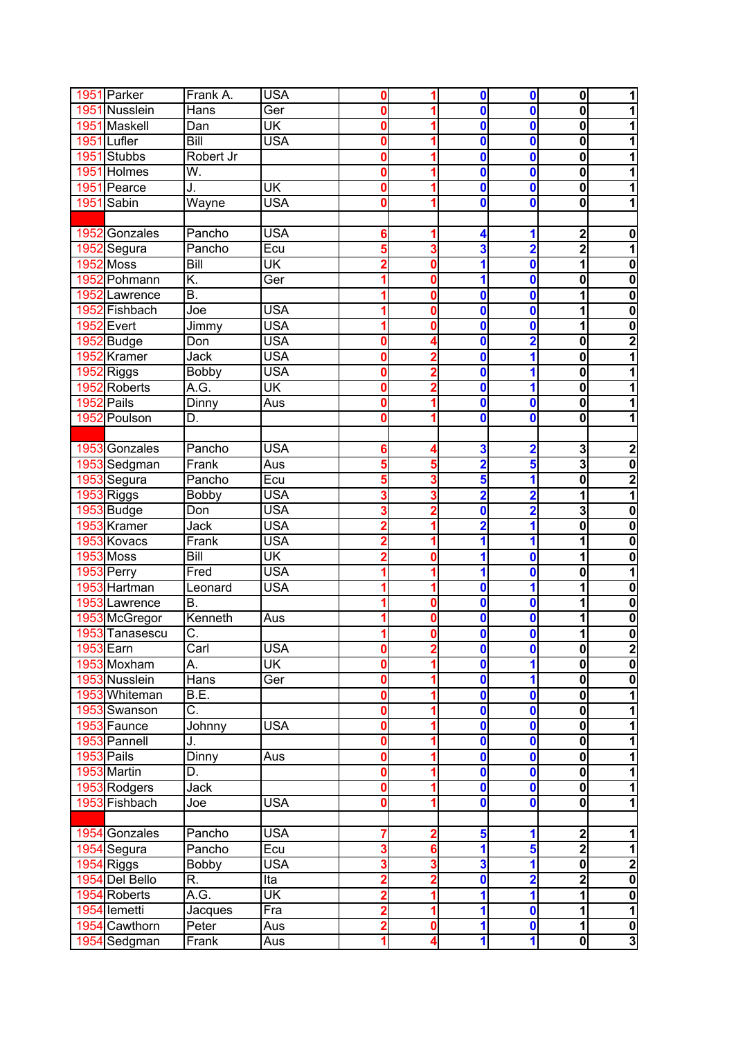| | | | | | | | | | |
|---|---|---|---|---|---|---|---|---|---|
| 1951 | Parker | Frank A. | USA | 0 | 1 | 0 | 0 | 0 | 1 |
| 1951 | Nusslein | Hans | Ger | 0 | 1 | 0 | 0 | 0 | 1 |
| 1951 | Maskell | Dan | UK | 0 | 1 | 0 | 0 | 0 | 1 |
| 1951 | Lufler | Bill | USA | 0 | 1 | 0 | 0 | 0 | 1 |
| 1951 | Stubbs | Robert Jr | | 0 | 1 | 0 | 0 | 0 | 1 |
| 1951 | Holmes | W. | | 0 | 1 | 0 | 0 | 0 | 1 |
| 1951 | Pearce | J. | UK | 0 | 1 | 0 | 0 | 0 | 1 |
| 1951 | Sabin | Wayne | USA | 0 | 1 | 0 | 0 | 0 | 1 |
| | | | | | | | | | |
| 1952 | Gonzales | Pancho | USA | 6 | 1 | 4 | 1 | 2 | 0 |
| 1952 | Segura | Pancho | Ecu | 5 | 3 | 3 | 2 | 2 | 1 |
| 1952 | Moss | Bill | UK | 2 | 0 | 1 | 0 | 1 | 0 |
| 1952 | Pohmann | K. | Ger | 1 | 0 | 1 | 0 | 0 | 0 |
| 1952 | Lawrence | B. | | 1 | 0 | 0 | 0 | 1 | 0 |
| 1952 | Fishbach | Joe | USA | 1 | 0 | 0 | 0 | 1 | 0 |
| 1952 | Evert | Jimmy | USA | 1 | 0 | 0 | 0 | 1 | 0 |
| 1952 | Budge | Don | USA | 0 | 4 | 0 | 2 | 0 | 2 |
| 1952 | Kramer | Jack | USA | 0 | 2 | 0 | 1 | 0 | 1 |
| 1952 | Riggs | Bobby | USA | 0 | 2 | 0 | 1 | 0 | 1 |
| 1952 | Roberts | A.G. | UK | 0 | 2 | 0 | 1 | 0 | 1 |
| 1952 | Pails | Dinny | Aus | 0 | 1 | 0 | 0 | 0 | 1 |
| 1952 | Poulson | D. | | 0 | 1 | 0 | 0 | 0 | 1 |
| | | | | | | | | | |
| 1953 | Gonzales | Pancho | USA | 6 | 4 | 3 | 2 | 3 | 2 |
| 1953 | Sedgman | Frank | Aus | 5 | 5 | 2 | 5 | 3 | 0 |
| 1953 | Segura | Pancho | Ecu | 5 | 3 | 5 | 1 | 0 | 2 |
| 1953 | Riggs | Bobby | USA | 3 | 3 | 2 | 2 | 1 | 1 |
| 1953 | Budge | Don | USA | 3 | 2 | 0 | 2 | 3 | 0 |
| 1953 | Kramer | Jack | USA | 2 | 1 | 2 | 1 | 0 | 0 |
| 1953 | Kovacs | Frank | USA | 2 | 1 | 1 | 1 | 1 | 0 |
| 1953 | Moss | Bill | UK | 2 | 0 | 1 | 0 | 1 | 0 |
| 1953 | Perry | Fred | USA | 1 | 1 | 1 | 0 | 0 | 1 |
| 1953 | Hartman | Leonard | USA | 1 | 1 | 0 | 1 | 1 | 0 |
| 1953 | Lawrence | B. | | 1 | 0 | 0 | 0 | 1 | 0 |
| 1953 | McGregor | Kenneth | Aus | 1 | 0 | 0 | 0 | 1 | 0 |
| 1953 | Tanasescu | C. | | 1 | 0 | 0 | 0 | 1 | 0 |
| 1953 | Earn | Carl | USA | 0 | 2 | 0 | 0 | 0 | 2 |
| 1953 | Moxham | A. | UK | 0 | 1 | 0 | 1 | 0 | 0 |
| 1953 | Nusslein | Hans | Ger | 0 | 1 | 0 | 1 | 0 | 0 |
| 1953 | Whiteman | B.E. | | 0 | 1 | 0 | 0 | 0 | 1 |
| 1953 | Swanson | C. | | 0 | 1 | 0 | 0 | 0 | 1 |
| 1953 | Faunce | Johnny | USA | 0 | 1 | 0 | 0 | 0 | 1 |
| 1953 | Pannell | J. | | 0 | 1 | 0 | 0 | 0 | 1 |
| 1953 | Pails | Dinny | Aus | 0 | 1 | 0 | 0 | 0 | 1 |
| 1953 | Martin | D. | | 0 | 1 | 0 | 0 | 0 | 1 |
| 1953 | Rodgers | Jack | | 0 | 1 | 0 | 0 | 0 | 1 |
| 1953 | Fishbach | Joe | USA | 0 | 1 | 0 | 0 | 0 | 1 |
| | | | | | | | | | |
| 1954 | Gonzales | Pancho | USA | 7 | 2 | 5 | 1 | 2 | 1 |
| 1954 | Segura | Pancho | Ecu | 3 | 6 | 1 | 5 | 2 | 1 |
| 1954 | Riggs | Bobby | USA | 3 | 3 | 3 | 1 | 0 | 2 |
| 1954 | Del Bello | R. | Ita | 2 | 2 | 0 | 2 | 2 | 0 |
| 1954 | Roberts | A.G. | UK | 2 | 1 | 1 | 1 | 1 | 0 |
| 1954 | Iemetti | Jacques | Fra | 2 | 1 | 1 | 0 | 1 | 1 |
| 1954 | Cawthorn | Peter | Aus | 2 | 0 | 1 | 0 | 1 | 0 |
| 1954 | Sedgman | Frank | Aus | 1 | 4 | 1 | 1 | 0 | 3 |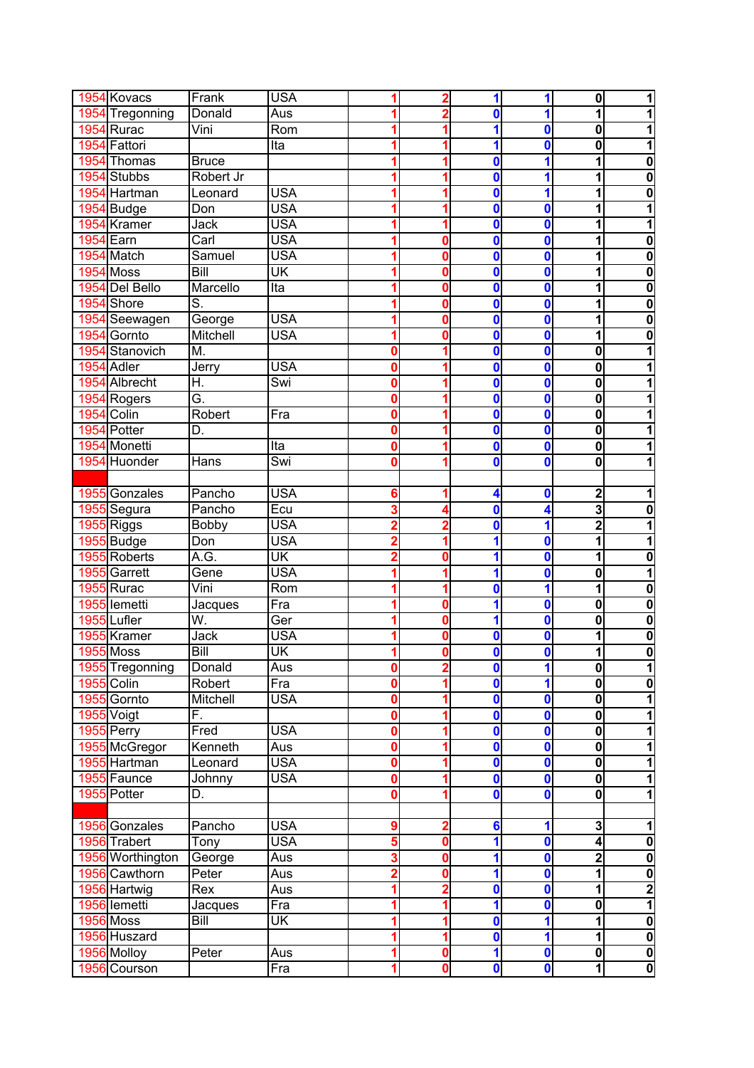| | | | | | | | | | |
|---|---|---|---|---|---|---|---|---|---|
| 1954 | Kovacs | Frank | USA | 1 | 2 | 1 | 1 | 0 | 1 |
| 1954 | Tregonning | Donald | Aus | 1 | 2 | 0 | 1 | 1 | 1 |
| 1954 | Rurac | Vini | Rom | 1 | 1 | 1 | 0 | 0 | 1 |
| 1954 | Fattori | | Ita | 1 | 1 | 1 | 0 | 0 | 1 |
| 1954 | Thomas | Bruce | | 1 | 1 | 0 | 1 | 1 | 0 |
| 1954 | Stubbs | Robert Jr | | 1 | 1 | 0 | 1 | 1 | 0 |
| 1954 | Hartman | Leonard | USA | 1 | 1 | 0 | 1 | 1 | 0 |
| 1954 | Budge | Don | USA | 1 | 1 | 0 | 0 | 1 | 1 |
| 1954 | Kramer | Jack | USA | 1 | 1 | 0 | 0 | 1 | 1 |
| 1954 | Earn | Carl | USA | 1 | 0 | 0 | 0 | 1 | 0 |
| 1954 | Match | Samuel | USA | 1 | 0 | 0 | 0 | 1 | 0 |
| 1954 | Moss | Bill | UK | 1 | 0 | 0 | 0 | 1 | 0 |
| 1954 | Del Bello | Marcello | Ita | 1 | 0 | 0 | 0 | 1 | 0 |
| 1954 | Shore | S. | | 1 | 0 | 0 | 0 | 1 | 0 |
| 1954 | Seewagen | George | USA | 1 | 0 | 0 | 0 | 1 | 0 |
| 1954 | Gornto | Mitchell | USA | 1 | 0 | 0 | 0 | 1 | 0 |
| 1954 | Stanovich | M. | | 0 | 1 | 0 | 0 | 0 | 1 |
| 1954 | Adler | Jerry | USA | 0 | 1 | 0 | 0 | 0 | 1 |
| 1954 | Albrecht | H. | Swi | 0 | 1 | 0 | 0 | 0 | 1 |
| 1954 | Rogers | G. | | 0 | 1 | 0 | 0 | 0 | 1 |
| 1954 | Colin | Robert | Fra | 0 | 1 | 0 | 0 | 0 | 1 |
| 1954 | Potter | D. | | 0 | 1 | 0 | 0 | 0 | 1 |
| 1954 | Monetti | | Ita | 0 | 1 | 0 | 0 | 0 | 1 |
| 1954 | Huonder | Hans | Swi | 0 | 1 | 0 | 0 | 0 | 1 |
| | | | | | | | | | |
| 1955 | Gonzales | Pancho | USA | 6 | 1 | 4 | 0 | 2 | 1 |
| 1955 | Segura | Pancho | Ecu | 3 | 4 | 0 | 4 | 3 | 0 |
| 1955 | Riggs | Bobby | USA | 2 | 2 | 0 | 1 | 2 | 1 |
| 1955 | Budge | Don | USA | 2 | 1 | 1 | 0 | 1 | 1 |
| 1955 | Roberts | A.G. | UK | 2 | 0 | 1 | 0 | 1 | 0 |
| 1955 | Garrett | Gene | USA | 1 | 1 | 1 | 0 | 0 | 1 |
| 1955 | Rurac | Vini | Rom | 1 | 1 | 0 | 1 | 1 | 0 |
| 1955 | Iemetti | Jacques | Fra | 1 | 0 | 1 | 0 | 0 | 0 |
| 1955 | Lufler | W. | Ger | 1 | 0 | 1 | 0 | 0 | 0 |
| 1955 | Kramer | Jack | USA | 1 | 0 | 0 | 0 | 1 | 0 |
| 1955 | Moss | Bill | UK | 1 | 0 | 0 | 0 | 1 | 0 |
| 1955 | Tregonning | Donald | Aus | 0 | 2 | 0 | 1 | 0 | 1 |
| 1955 | Colin | Robert | Fra | 0 | 1 | 0 | 1 | 0 | 0 |
| 1955 | Gornto | Mitchell | USA | 0 | 1 | 0 | 0 | 0 | 1 |
| 1955 | Voigt | F. | | 0 | 1 | 0 | 0 | 0 | 1 |
| 1955 | Perry | Fred | USA | 0 | 1 | 0 | 0 | 0 | 1 |
| 1955 | McGregor | Kenneth | Aus | 0 | 1 | 0 | 0 | 0 | 1 |
| 1955 | Hartman | Leonard | USA | 0 | 1 | 0 | 0 | 0 | 1 |
| 1955 | Faunce | Johnny | USA | 0 | 1 | 0 | 0 | 0 | 1 |
| 1955 | Potter | D. | | 0 | 1 | 0 | 0 | 0 | 1 |
| | | | | | | | | | |
| 1956 | Gonzales | Pancho | USA | 9 | 2 | 6 | 1 | 3 | 1 |
| 1956 | Trabert | Tony | USA | 5 | 0 | 1 | 0 | 4 | 0 |
| 1956 | Worthington | George | Aus | 3 | 0 | 1 | 0 | 2 | 0 |
| 1956 | Cawthorn | Peter | Aus | 2 | 0 | 1 | 0 | 1 | 0 |
| 1956 | Hartwig | Rex | Aus | 1 | 2 | 0 | 0 | 1 | 2 |
| 1956 | Iemetti | Jacques | Fra | 1 | 1 | 1 | 0 | 0 | 1 |
| 1956 | Moss | Bill | UK | 1 | 1 | 0 | 1 | 1 | 0 |
| 1956 | Huszard | | | 1 | 1 | 0 | 1 | 1 | 0 |
| 1956 | Molloy | Peter | Aus | 1 | 0 | 1 | 0 | 0 | 0 |
| 1956 | Courson | | Fra | 1 | 0 | 0 | 0 | 1 | 0 |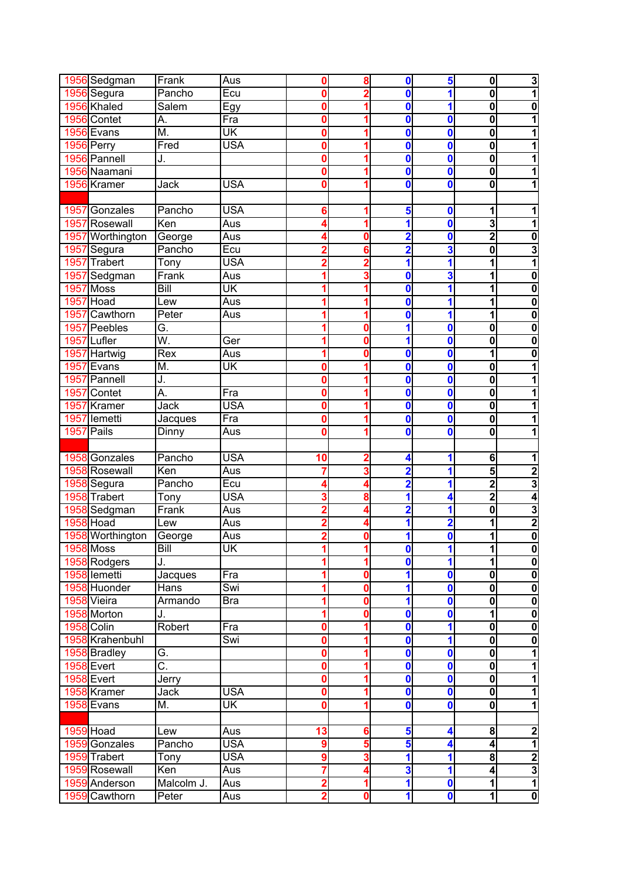| | | | | | | | | | |
|---|---|---|---|---|---|---|---|---|---|
| 1956 | Sedgman | Frank | Aus | 0 | 8 | 0 | 5 | 0 | 3 |
| 1956 | Segura | Pancho | Ecu | 0 | 2 | 0 | 1 | 0 | 1 |
| 1956 | Khaled | Salem | Egy | 0 | 1 | 0 | 1 | 0 | 0 |
| 1956 | Contet | A. | Fra | 0 | 1 | 0 | 0 | 0 | 1 |
| 1956 | Evans | M. | UK | 0 | 1 | 0 | 0 | 0 | 1 |
| 1956 | Perry | Fred | USA | 0 | 1 | 0 | 0 | 0 | 1 |
| 1956 | Pannell | J. | | 0 | 1 | 0 | 0 | 0 | 1 |
| 1956 | Naamani | | | 0 | 1 | 0 | 0 | 0 | 1 |
| 1956 | Kramer | Jack | USA | 0 | 1 | 0 | 0 | 0 | 1 |
| | | | | | | | | | |
| 1957 | Gonzales | Pancho | USA | 6 | 1 | 5 | 0 | 1 | 1 |
| 1957 | Rosewall | Ken | Aus | 4 | 1 | 1 | 0 | 3 | 1 |
| 1957 | Worthington | George | Aus | 4 | 0 | 2 | 0 | 2 | 0 |
| 1957 | Segura | Pancho | Ecu | 2 | 6 | 2 | 3 | 0 | 3 |
| 1957 | Trabert | Tony | USA | 2 | 2 | 1 | 1 | 1 | 1 |
| 1957 | Sedgman | Frank | Aus | 1 | 3 | 0 | 3 | 1 | 0 |
| 1957 | Moss | Bill | UK | 1 | 1 | 0 | 1 | 1 | 0 |
| 1957 | Hoad | Lew | Aus | 1 | 1 | 0 | 1 | 1 | 0 |
| 1957 | Cawthorn | Peter | Aus | 1 | 1 | 0 | 1 | 1 | 0 |
| 1957 | Peebles | G. | | 1 | 0 | 1 | 0 | 0 | 0 |
| 1957 | Lufler | W. | Ger | 1 | 0 | 1 | 0 | 0 | 0 |
| 1957 | Hartwig | Rex | Aus | 1 | 0 | 0 | 0 | 1 | 0 |
| 1957 | Evans | M. | UK | 0 | 1 | 0 | 0 | 0 | 1 |
| 1957 | Pannell | J. | | 0 | 1 | 0 | 0 | 0 | 1 |
| 1957 | Contet | A. | Fra | 0 | 1 | 0 | 0 | 0 | 1 |
| 1957 | Kramer | Jack | USA | 0 | 1 | 0 | 0 | 0 | 1 |
| 1957 | Iemetti | Jacques | Fra | 0 | 1 | 0 | 0 | 0 | 1 |
| 1957 | Pails | Dinny | Aus | 0 | 1 | 0 | 0 | 0 | 1 |
| | | | | | | | | | |
| 1958 | Gonzales | Pancho | USA | 10 | 2 | 4 | 1 | 6 | 1 |
| 1958 | Rosewall | Ken | Aus | 7 | 3 | 2 | 1 | 5 | 2 |
| 1958 | Segura | Pancho | Ecu | 4 | 4 | 2 | 1 | 2 | 3 |
| 1958 | Trabert | Tony | USA | 3 | 8 | 1 | 4 | 2 | 4 |
| 1958 | Sedgman | Frank | Aus | 2 | 4 | 2 | 1 | 0 | 3 |
| 1958 | Hoad | Lew | Aus | 2 | 4 | 1 | 2 | 1 | 2 |
| 1958 | Worthington | George | Aus | 2 | 0 | 1 | 0 | 1 | 0 |
| 1958 | Moss | Bill | UK | 1 | 1 | 0 | 1 | 1 | 0 |
| 1958 | Rodgers | J. | | 1 | 1 | 0 | 1 | 1 | 0 |
| 1958 | Iemetti | Jacques | Fra | 1 | 0 | 1 | 0 | 0 | 0 |
| 1958 | Huonder | Hans | Swi | 1 | 0 | 1 | 0 | 0 | 0 |
| 1958 | Vieira | Armando | Bra | 1 | 0 | 1 | 0 | 0 | 0 |
| 1958 | Morton | J. | | 1 | 0 | 0 | 0 | 1 | 0 |
| 1958 | Colin | Robert | Fra | 0 | 1 | 0 | 1 | 0 | 0 |
| 1958 | Krahenbuhl | | Swi | 0 | 1 | 0 | 1 | 0 | 0 |
| 1958 | Bradley | G. | | 0 | 1 | 0 | 0 | 0 | 1 |
| 1958 | Evert | C. | | 0 | 1 | 0 | 0 | 0 | 1 |
| 1958 | Evert | Jerry | | 0 | 1 | 0 | 0 | 0 | 1 |
| 1958 | Kramer | Jack | USA | 0 | 1 | 0 | 0 | 0 | 1 |
| 1958 | Evans | M. | UK | 0 | 1 | 0 | 0 | 0 | 1 |
| | | | | | | | | | |
| 1959 | Hoad | Lew | Aus | 13 | 6 | 5 | 4 | 8 | 2 |
| 1959 | Gonzales | Pancho | USA | 9 | 5 | 5 | 4 | 4 | 1 |
| 1959 | Trabert | Tony | USA | 9 | 3 | 1 | 1 | 8 | 2 |
| 1959 | Rosewall | Ken | Aus | 7 | 4 | 3 | 1 | 4 | 3 |
| 1959 | Anderson | Malcolm J. | Aus | 2 | 1 | 1 | 0 | 1 | 1 |
| 1959 | Cawthorn | Peter | Aus | 2 | 0 | 1 | 0 | 1 | 0 |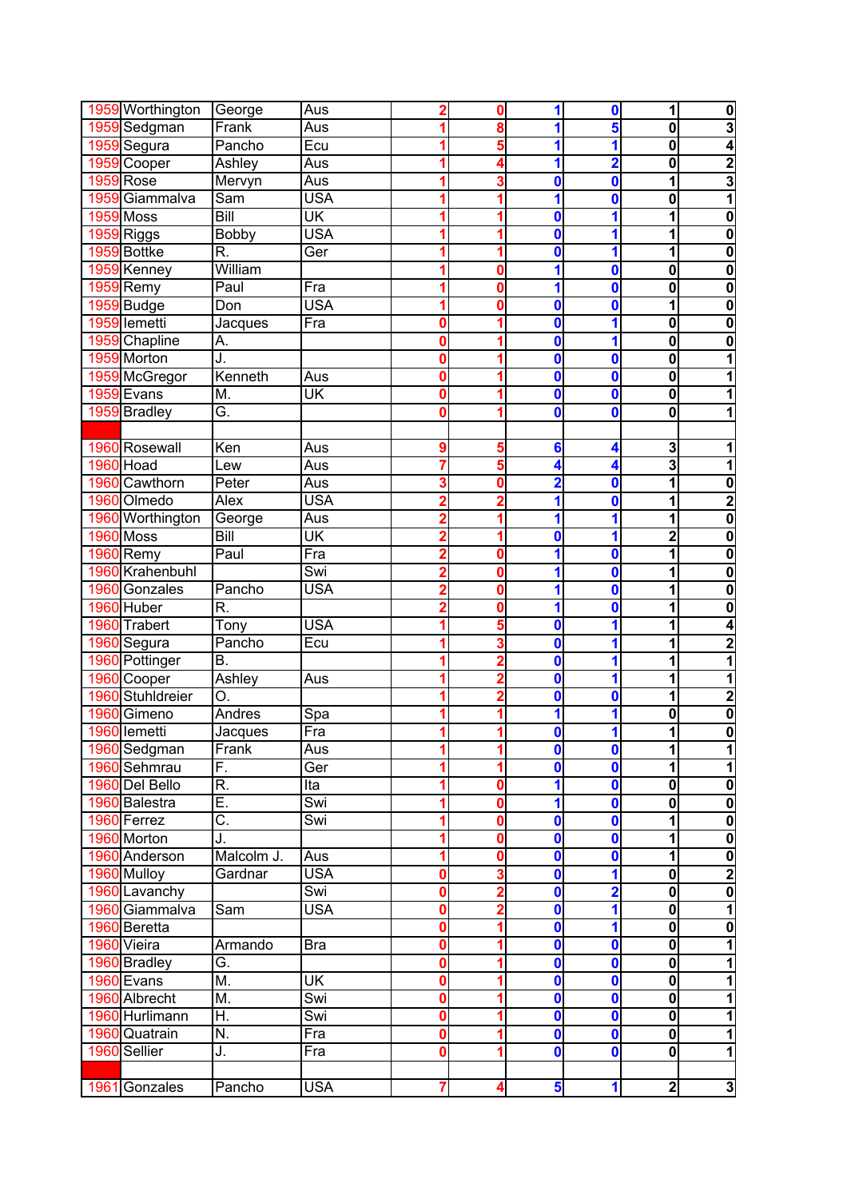| | | | | | | | | | |
|---|---|---|---|---|---|---|---|---|---|
| 1959 | Worthington | George | Aus | 2 | 0 | 1 | 0 | 1 | 0 |
| 1959 | Sedgman | Frank | Aus | 1 | 8 | 1 | 5 | 0 | 3 |
| 1959 | Segura | Pancho | Ecu | 1 | 5 | 1 | 1 | 0 | 4 |
| 1959 | Cooper | Ashley | Aus | 1 | 4 | 1 | 2 | 0 | 2 |
| 1959 | Rose | Mervyn | Aus | 1 | 3 | 0 | 0 | 1 | 3 |
| 1959 | Giammalva | Sam | USA | 1 | 1 | 1 | 0 | 0 | 1 |
| 1959 | Moss | Bill | UK | 1 | 1 | 0 | 1 | 1 | 0 |
| 1959 | Riggs | Bobby | USA | 1 | 1 | 0 | 1 | 1 | 0 |
| 1959 | Bottke | R. | Ger | 1 | 1 | 0 | 1 | 1 | 0 |
| 1959 | Kenney | William | | 1 | 0 | 1 | 0 | 0 | 0 |
| 1959 | Remy | Paul | Fra | 1 | 0 | 1 | 0 | 0 | 0 |
| 1959 | Budge | Don | USA | 1 | 0 | 0 | 0 | 1 | 0 |
| 1959 | Iemetti | Jacques | Fra | 0 | 1 | 0 | 1 | 0 | 0 |
| 1959 | Chapline | A. | | 0 | 1 | 0 | 1 | 0 | 0 |
| 1959 | Morton | J. | | 0 | 1 | 0 | 0 | 0 | 1 |
| 1959 | McGregor | Kenneth | Aus | 0 | 1 | 0 | 0 | 0 | 1 |
| 1959 | Evans | M. | UK | 0 | 1 | 0 | 0 | 0 | 1 |
| 1959 | Bradley | G. | | 0 | 1 | 0 | 0 | 0 | 1 |
| | | | | | | | | | |
| 1960 | Rosewall | Ken | Aus | 9 | 5 | 6 | 4 | 3 | 1 |
| 1960 | Hoad | Lew | Aus | 7 | 5 | 4 | 4 | 3 | 1 |
| 1960 | Cawthorn | Peter | Aus | 3 | 0 | 2 | 0 | 1 | 0 |
| 1960 | Olmedo | Alex | USA | 2 | 2 | 1 | 0 | 1 | 2 |
| 1960 | Worthington | George | Aus | 2 | 1 | 1 | 1 | 1 | 0 |
| 1960 | Moss | Bill | UK | 2 | 1 | 0 | 1 | 2 | 0 |
| 1960 | Remy | Paul | Fra | 2 | 0 | 1 | 0 | 1 | 0 |
| 1960 | Krahenbuhl | | Swi | 2 | 0 | 1 | 0 | 1 | 0 |
| 1960 | Gonzales | Pancho | USA | 2 | 0 | 1 | 0 | 1 | 0 |
| 1960 | Huber | R. | | 2 | 0 | 1 | 0 | 1 | 0 |
| 1960 | Trabert | Tony | USA | 1 | 5 | 0 | 1 | 1 | 4 |
| 1960 | Segura | Pancho | Ecu | 1 | 3 | 0 | 1 | 1 | 2 |
| 1960 | Pottinger | B. | | 1 | 2 | 0 | 1 | 1 | 1 |
| 1960 | Cooper | Ashley | Aus | 1 | 2 | 0 | 1 | 1 | 1 |
| 1960 | Stuhldreier | O. | | 1 | 2 | 0 | 0 | 1 | 2 |
| 1960 | Gimeno | Andres | Spa | 1 | 1 | 1 | 1 | 0 | 0 |
| 1960 | Iemetti | Jacques | Fra | 1 | 1 | 0 | 1 | 1 | 0 |
| 1960 | Sedgman | Frank | Aus | 1 | 1 | 0 | 0 | 1 | 1 |
| 1960 | Sehmrau | F. | Ger | 1 | 1 | 0 | 0 | 1 | 1 |
| 1960 | Del Bello | R. | Ita | 1 | 0 | 1 | 0 | 0 | 0 |
| 1960 | Balestra | E. | Swi | 1 | 0 | 1 | 0 | 0 | 0 |
| 1960 | Ferrez | C. | Swi | 1 | 0 | 0 | 0 | 1 | 0 |
| 1960 | Morton | J. | | 1 | 0 | 0 | 0 | 1 | 0 |
| 1960 | Anderson | Malcolm J. | Aus | 1 | 0 | 0 | 0 | 1 | 0 |
| 1960 | Mulloy | Gardnar | USA | 0 | 3 | 0 | 1 | 0 | 2 |
| 1960 | Lavanchy | | Swi | 0 | 2 | 0 | 2 | 0 | 0 |
| 1960 | Giammalva | Sam | USA | 0 | 2 | 0 | 1 | 0 | 1 |
| 1960 | Beretta | | | 0 | 1 | 0 | 1 | 0 | 0 |
| 1960 | Vieira | Armando | Bra | 0 | 1 | 0 | 0 | 0 | 1 |
| 1960 | Bradley | G. | | 0 | 1 | 0 | 0 | 0 | 1 |
| 1960 | Evans | M. | UK | 0 | 1 | 0 | 0 | 0 | 1 |
| 1960 | Albrecht | M. | Swi | 0 | 1 | 0 | 0 | 0 | 1 |
| 1960 | Hurlimann | H. | Swi | 0 | 1 | 0 | 0 | 0 | 1 |
| 1960 | Quatrain | N. | Fra | 0 | 1 | 0 | 0 | 0 | 1 |
| 1960 | Sellier | J. | Fra | 0 | 1 | 0 | 0 | 0 | 1 |
| | | | | | | | | | |
| 1961 | Gonzales | Pancho | USA | 7 | 4 | 5 | 1 | 2 | 3 |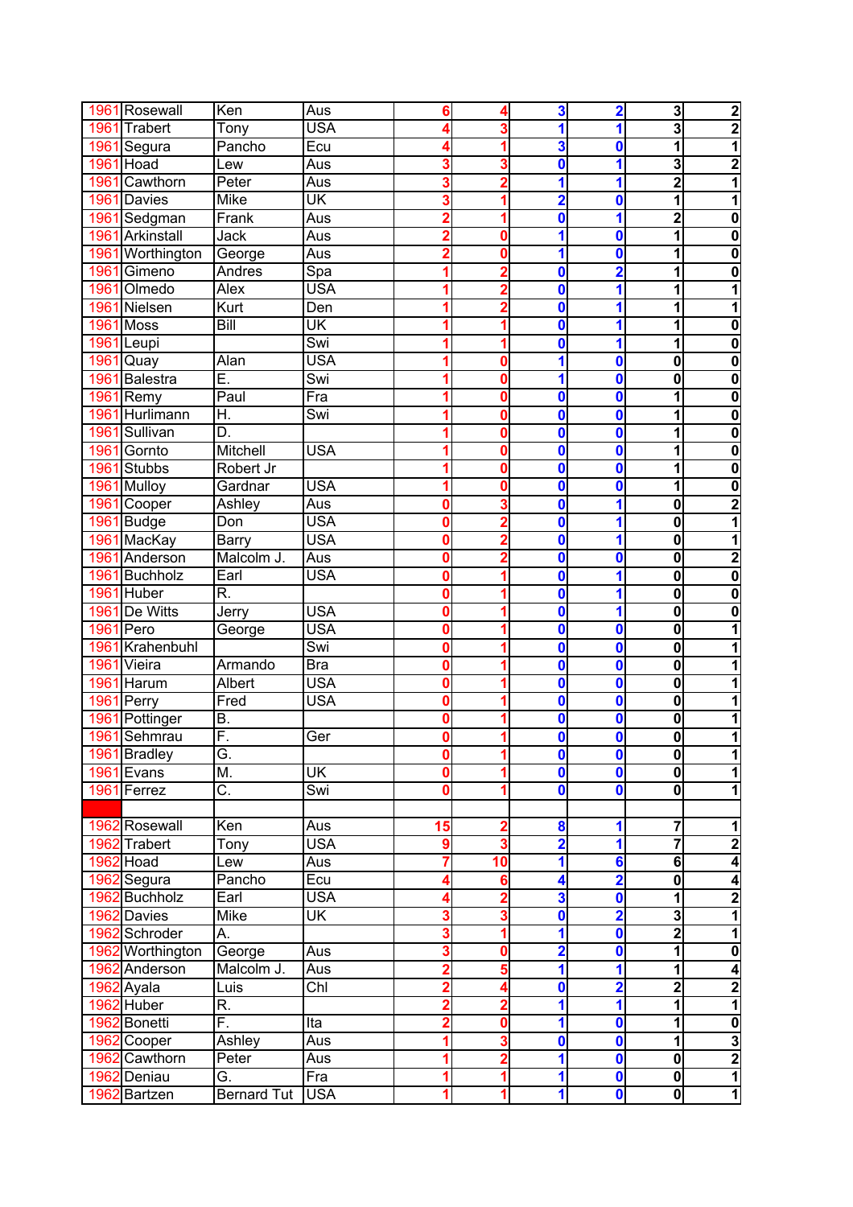| | | | | | | | | |
|---|---|---|---|---|---|---|---|---|
| 1961 | Rosewall | Ken | Aus | 6 | 4 | 3 | 2 | 3 | 2 |
| 1961 | Trabert | Tony | USA | 4 | 3 | 1 | 1 | 3 | 2 |
| 1961 | Segura | Pancho | Ecu | 4 | 1 | 3 | 0 | 1 | 1 |
| 1961 | Hoad | Lew | Aus | 3 | 3 | 0 | 1 | 3 | 2 |
| 1961 | Cawthorn | Peter | Aus | 3 | 2 | 1 | 1 | 2 | 1 |
| 1961 | Davies | Mike | UK | 3 | 1 | 2 | 0 | 1 | 1 |
| 1961 | Sedgman | Frank | Aus | 2 | 1 | 0 | 1 | 2 | 0 |
| 1961 | Arkinstall | Jack | Aus | 2 | 0 | 1 | 0 | 1 | 0 |
| 1961 | Worthington | George | Aus | 2 | 0 | 1 | 0 | 1 | 0 |
| 1961 | Gimeno | Andres | Spa | 1 | 2 | 0 | 2 | 1 | 0 |
| 1961 | Olmedo | Alex | USA | 1 | 2 | 0 | 1 | 1 | 1 |
| 1961 | Nielsen | Kurt | Den | 1 | 2 | 0 | 1 | 1 | 1 |
| 1961 | Moss | Bill | UK | 1 | 1 | 0 | 1 | 1 | 0 |
| 1961 | Leupi | | Swi | 1 | 1 | 0 | 1 | 1 | 0 |
| 1961 | Quay | Alan | USA | 1 | 0 | 1 | 0 | 0 | 0 |
| 1961 | Balestra | E. | Swi | 1 | 0 | 1 | 0 | 0 | 0 |
| 1961 | Remy | Paul | Fra | 1 | 0 | 0 | 0 | 1 | 0 |
| 1961 | Hurlimann | H. | Swi | 1 | 0 | 0 | 0 | 1 | 0 |
| 1961 | Sullivan | D. | | 1 | 0 | 0 | 0 | 1 | 0 |
| 1961 | Gornto | Mitchell | USA | 1 | 0 | 0 | 0 | 1 | 0 |
| 1961 | Stubbs | Robert Jr | | 1 | 0 | 0 | 0 | 1 | 0 |
| 1961 | Mulloy | Gardnar | USA | 1 | 0 | 0 | 0 | 1 | 0 |
| 1961 | Cooper | Ashley | Aus | 0 | 3 | 0 | 1 | 0 | 2 |
| 1961 | Budge | Don | USA | 0 | 2 | 0 | 1 | 0 | 1 |
| 1961 | MacKay | Barry | USA | 0 | 2 | 0 | 1 | 0 | 1 |
| 1961 | Anderson | Malcolm J. | Aus | 0 | 2 | 0 | 0 | 0 | 2 |
| 1961 | Buchholz | Earl | USA | 0 | 1 | 0 | 1 | 0 | 0 |
| 1961 | Huber | R. | | 0 | 1 | 0 | 1 | 0 | 0 |
| 1961 | De Witts | Jerry | USA | 0 | 1 | 0 | 1 | 0 | 0 |
| 1961 | Pero | George | USA | 0 | 1 | 0 | 0 | 0 | 1 |
| 1961 | Krahenbuhl | | Swi | 0 | 1 | 0 | 0 | 0 | 1 |
| 1961 | Vieira | Armando | Bra | 0 | 1 | 0 | 0 | 0 | 1 |
| 1961 | Harum | Albert | USA | 0 | 1 | 0 | 0 | 0 | 1 |
| 1961 | Perry | Fred | USA | 0 | 1 | 0 | 0 | 0 | 1 |
| 1961 | Pottinger | B. | | 0 | 1 | 0 | 0 | 0 | 1 |
| 1961 | Sehmrau | F. | Ger | 0 | 1 | 0 | 0 | 0 | 1 |
| 1961 | Bradley | G. | | 0 | 1 | 0 | 0 | 0 | 1 |
| 1961 | Evans | M. | UK | 0 | 1 | 0 | 0 | 0 | 1 |
| 1961 | Ferrez | C. | Swi | 0 | 1 | 0 | 0 | 0 | 1 |
| | | | | | | | | | |
| 1962 | Rosewall | Ken | Aus | 15 | 2 | 8 | 1 | 7 | 1 |
| 1962 | Trabert | Tony | USA | 9 | 3 | 2 | 1 | 7 | 2 |
| 1962 | Hoad | Lew | Aus | 7 | 10 | 1 | 6 | 6 | 4 |
| 1962 | Segura | Pancho | Ecu | 4 | 6 | 4 | 2 | 0 | 4 |
| 1962 | Buchholz | Earl | USA | 4 | 2 | 3 | 0 | 1 | 2 |
| 1962 | Davies | Mike | UK | 3 | 3 | 0 | 2 | 3 | 1 |
| 1962 | Schroder | A. | | 3 | 1 | 1 | 0 | 2 | 1 |
| 1962 | Worthington | George | Aus | 3 | 0 | 2 | 0 | 1 | 0 |
| 1962 | Anderson | Malcolm J. | Aus | 2 | 5 | 1 | 1 | 1 | 4 |
| 1962 | Ayala | Luis | Chl | 2 | 4 | 0 | 2 | 2 | 2 |
| 1962 | Huber | R. | | 2 | 2 | 1 | 1 | 1 | 1 |
| 1962 | Bonetti | F. | Ita | 2 | 0 | 1 | 0 | 1 | 0 |
| 1962 | Cooper | Ashley | Aus | 1 | 3 | 0 | 0 | 1 | 3 |
| 1962 | Cawthorn | Peter | Aus | 1 | 2 | 1 | 0 | 0 | 2 |
| 1962 | Deniau | G. | Fra | 1 | 1 | 1 | 0 | 0 | 1 |
| 1962 | Bartzen | Bernard Tut | USA | 1 | 1 | 1 | 0 | 0 | 1 |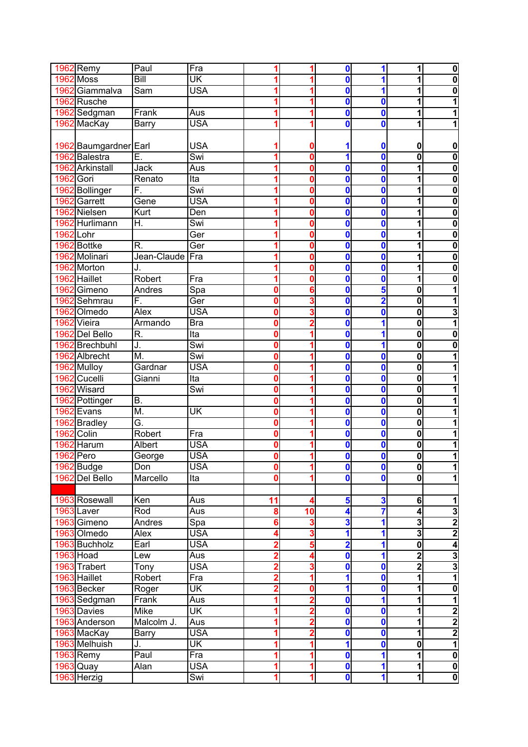| | | | | | | | | | |
|---|---|---|---|---|---|---|---|---|---|
| 1962 | Remy | Paul | Fra | 1 | 1 | 0 | 1 | 1 | 0 |
| 1962 | Moss | Bill | UK | 1 | 1 | 0 | 1 | 1 | 0 |
| 1962 | Giammalva | Sam | USA | 1 | 1 | 0 | 1 | 1 | 0 |
| 1962 | Rusche | | | 1 | 1 | 0 | 0 | 1 | 1 |
| 1962 | Sedgman | Frank | Aus | 1 | 1 | 0 | 0 | 1 | 1 |
| 1962 | MacKay | Barry | USA | 1 | 1 | 0 | 0 | 1 | 1 |
| 1962 | Baumgardner | Earl | USA | 1 | 0 | 1 | 0 | 0 | 0 |
| 1962 | Balestra | E. | Swi | 1 | 0 | 1 | 0 | 0 | 0 |
| 1962 | Arkinstall | Jack | Aus | 1 | 0 | 0 | 0 | 1 | 0 |
| 1962 | Gori | Renato | Ita | 1 | 0 | 0 | 0 | 1 | 0 |
| 1962 | Bollinger | F. | Swi | 1 | 0 | 0 | 0 | 1 | 0 |
| 1962 | Garrett | Gene | USA | 1 | 0 | 0 | 0 | 1 | 0 |
| 1962 | Nielsen | Kurt | Den | 1 | 0 | 0 | 0 | 1 | 0 |
| 1962 | Hurlimann | H. | Swi | 1 | 0 | 0 | 0 | 1 | 0 |
| 1962 | Lohr | | Ger | 1 | 0 | 0 | 0 | 1 | 0 |
| 1962 | Bottke | R. | Ger | 1 | 0 | 0 | 0 | 1 | 0 |
| 1962 | Molinari | Jean-Claude | Fra | 1 | 0 | 0 | 0 | 1 | 0 |
| 1962 | Morton | J. | | 1 | 0 | 0 | 0 | 1 | 0 |
| 1962 | Haillet | Robert | Fra | 1 | 0 | 0 | 0 | 1 | 0 |
| 1962 | Gimeno | Andres | Spa | 0 | 6 | 0 | 5 | 0 | 1 |
| 1962 | Sehmrau | F. | Ger | 0 | 3 | 0 | 2 | 0 | 1 |
| 1962 | Olmedo | Alex | USA | 0 | 3 | 0 | 0 | 0 | 3 |
| 1962 | Vieira | Armando | Bra | 0 | 2 | 0 | 1 | 0 | 1 |
| 1962 | Del Bello | R. | Ita | 0 | 1 | 0 | 1 | 0 | 0 |
| 1962 | Brechbuhl | J. | Swi | 0 | 1 | 0 | 1 | 0 | 0 |
| 1962 | Albrecht | M. | Swi | 0 | 1 | 0 | 0 | 0 | 1 |
| 1962 | Mulloy | Gardnar | USA | 0 | 1 | 0 | 0 | 0 | 1 |
| 1962 | Cucelli | Gianni | Ita | 0 | 1 | 0 | 0 | 0 | 1 |
| 1962 | Wisard | | Swi | 0 | 1 | 0 | 0 | 0 | 1 |
| 1962 | Pottinger | B. | | 0 | 1 | 0 | 0 | 0 | 1 |
| 1962 | Evans | M. | UK | 0 | 1 | 0 | 0 | 0 | 1 |
| 1962 | Bradley | G. | | 0 | 1 | 0 | 0 | 0 | 1 |
| 1962 | Colin | Robert | Fra | 0 | 1 | 0 | 0 | 0 | 1 |
| 1962 | Harum | Albert | USA | 0 | 1 | 0 | 0 | 0 | 1 |
| 1962 | Pero | George | USA | 0 | 1 | 0 | 0 | 0 | 1 |
| 1962 | Budge | Don | USA | 0 | 1 | 0 | 0 | 0 | 1 |
| 1962 | Del Bello | Marcello | Ita | 0 | 1 | 0 | 0 | 0 | 1 |
| | | | | | | | | | |
| 1963 | Rosewall | Ken | Aus | 11 | 4 | 5 | 3 | 6 | 1 |
| 1963 | Laver | Rod | Aus | 8 | 10 | 4 | 7 | 4 | 3 |
| 1963 | Gimeno | Andres | Spa | 6 | 3 | 3 | 1 | 3 | 2 |
| 1963 | Olmedo | Alex | USA | 4 | 3 | 1 | 1 | 3 | 2 |
| 1963 | Buchholz | Earl | USA | 2 | 5 | 2 | 1 | 0 | 4 |
| 1963 | Hoad | Lew | Aus | 2 | 4 | 0 | 1 | 2 | 3 |
| 1963 | Trabert | Tony | USA | 2 | 3 | 0 | 0 | 2 | 3 |
| 1963 | Haillet | Robert | Fra | 2 | 1 | 1 | 0 | 1 | 1 |
| 1963 | Becker | Roger | UK | 2 | 0 | 1 | 0 | 1 | 0 |
| 1963 | Sedgman | Frank | Aus | 1 | 2 | 0 | 1 | 1 | 1 |
| 1963 | Davies | Mike | UK | 1 | 2 | 0 | 0 | 1 | 2 |
| 1963 | Anderson | Malcolm J. | Aus | 1 | 2 | 0 | 0 | 1 | 2 |
| 1963 | MacKay | Barry | USA | 1 | 2 | 0 | 0 | 1 | 2 |
| 1963 | Melhuish | J. | UK | 1 | 1 | 1 | 0 | 0 | 1 |
| 1963 | Remy | Paul | Fra | 1 | 1 | 0 | 1 | 1 | 0 |
| 1963 | Quay | Alan | USA | 1 | 1 | 0 | 1 | 1 | 0 |
| 1963 | Herzig | | Swi | 1 | 1 | 0 | 1 | 1 | 0 |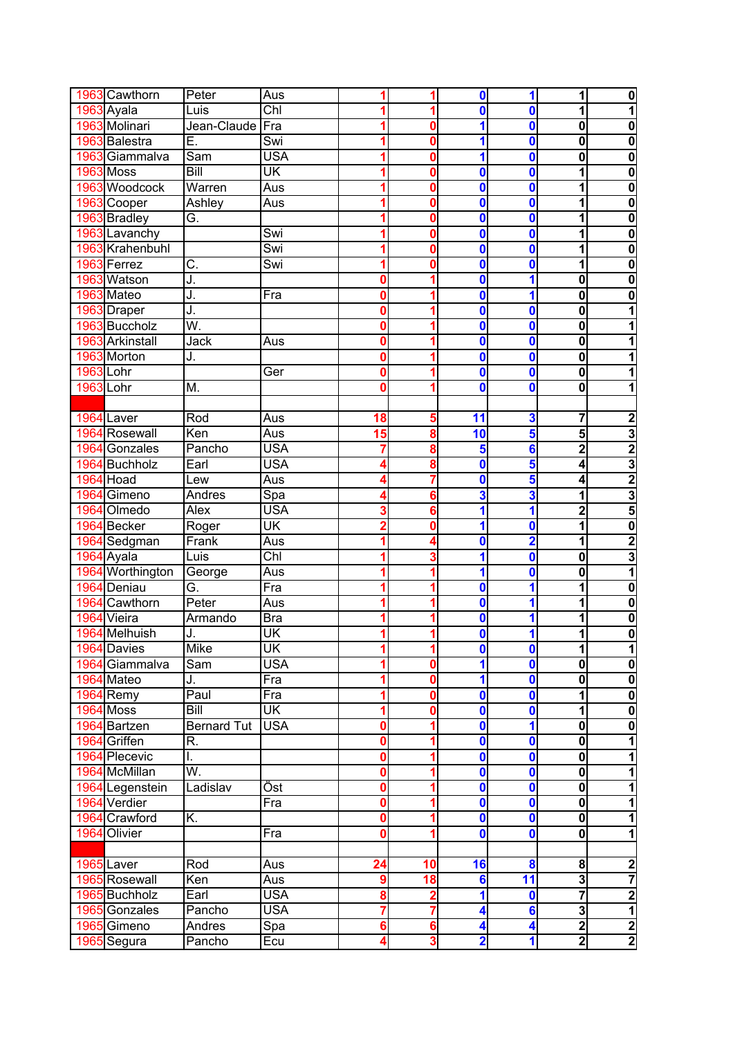| | | | | | | | | | |
|---|---|---|---|---|---|---|---|---|---|
| 1963 | Cawthorn | Peter | Aus | 1 | 1 | 0 | 1 | 1 | 0 |
| 1963 | Ayala | Luis | Chl | 1 | 1 | 0 | 0 | 1 | 1 |
| 1963 | Molinari | Jean-Claude | Fra | 1 | 0 | 1 | 0 | 0 | 0 |
| 1963 | Balestra | E. | Swi | 1 | 0 | 1 | 0 | 0 | 0 |
| 1963 | Giammalva | Sam | USA | 1 | 0 | 1 | 0 | 0 | 0 |
| 1963 | Moss | Bill | UK | 1 | 0 | 0 | 0 | 1 | 0 |
| 1963 | Woodcock | Warren | Aus | 1 | 0 | 0 | 0 | 1 | 0 |
| 1963 | Cooper | Ashley | Aus | 1 | 0 | 0 | 0 | 1 | 0 |
| 1963 | Bradley | G. | | 1 | 0 | 0 | 0 | 1 | 0 |
| 1963 | Lavanchy | | Swi | 1 | 0 | 0 | 0 | 1 | 0 |
| 1963 | Krahenbuhl | | Swi | 1 | 0 | 0 | 0 | 1 | 0 |
| 1963 | Ferrez | C. | Swi | 1 | 0 | 0 | 0 | 1 | 0 |
| 1963 | Watson | J. | | 0 | 1 | 0 | 1 | 0 | 0 |
| 1963 | Mateo | J. | Fra | 0 | 1 | 0 | 1 | 0 | 0 |
| 1963 | Draper | J. | | 0 | 1 | 0 | 0 | 0 | 1 |
| 1963 | Buccholz | W. | | 0 | 1 | 0 | 0 | 0 | 1 |
| 1963 | Arkinstall | Jack | Aus | 0 | 1 | 0 | 0 | 0 | 1 |
| 1963 | Morton | J. | | 0 | 1 | 0 | 0 | 0 | 1 |
| 1963 | Lohr | | Ger | 0 | 1 | 0 | 0 | 0 | 1 |
| 1963 | Lohr | M. | | 0 | 1 | 0 | 0 | 0 | 1 |
| | | | | | | | | | |
| 1964 | Laver | Rod | Aus | 18 | 5 | 11 | 3 | 7 | 2 |
| 1964 | Rosewall | Ken | Aus | 15 | 8 | 10 | 5 | 5 | 3 |
| 1964 | Gonzales | Pancho | USA | 7 | 8 | 5 | 6 | 2 | 2 |
| 1964 | Buchholz | Earl | USA | 4 | 8 | 0 | 5 | 4 | 3 |
| 1964 | Hoad | Lew | Aus | 4 | 7 | 0 | 5 | 4 | 2 |
| 1964 | Gimeno | Andres | Spa | 4 | 6 | 3 | 3 | 1 | 3 |
| 1964 | Olmedo | Alex | USA | 3 | 6 | 1 | 1 | 2 | 5 |
| 1964 | Becker | Roger | UK | 2 | 0 | 1 | 0 | 1 | 0 |
| 1964 | Sedgman | Frank | Aus | 1 | 4 | 0 | 2 | 1 | 2 |
| 1964 | Ayala | Luis | Chl | 1 | 3 | 1 | 0 | 0 | 3 |
| 1964 | Worthington | George | Aus | 1 | 1 | 1 | 0 | 0 | 1 |
| 1964 | Deniau | G. | Fra | 1 | 1 | 0 | 1 | 1 | 0 |
| 1964 | Cawthorn | Peter | Aus | 1 | 1 | 0 | 1 | 1 | 0 |
| 1964 | Vieira | Armando | Bra | 1 | 1 | 0 | 1 | 1 | 0 |
| 1964 | Melhuish | J. | UK | 1 | 1 | 0 | 1 | 1 | 0 |
| 1964 | Davies | Mike | UK | 1 | 1 | 0 | 0 | 1 | 1 |
| 1964 | Giammalva | Sam | USA | 1 | 0 | 1 | 0 | 0 | 0 |
| 1964 | Mateo | J. | Fra | 1 | 0 | 1 | 0 | 0 | 0 |
| 1964 | Remy | Paul | Fra | 1 | 0 | 0 | 0 | 1 | 0 |
| 1964 | Moss | Bill | UK | 1 | 0 | 0 | 0 | 1 | 0 |
| 1964 | Bartzen | Bernard Tut | USA | 0 | 1 | 0 | 1 | 0 | 0 |
| 1964 | Griffen | R. | | 0 | 1 | 0 | 0 | 0 | 1 |
| 1964 | Plecevic | I. | | 0 | 1 | 0 | 0 | 0 | 1 |
| 1964 | McMillan | W. | | 0 | 1 | 0 | 0 | 0 | 1 |
| 1964 | Legenstein | Ladislav | Öst | 0 | 1 | 0 | 0 | 0 | 1 |
| 1964 | Verdier | | Fra | 0 | 1 | 0 | 0 | 0 | 1 |
| 1964 | Crawford | K. | | 0 | 1 | 0 | 0 | 0 | 1 |
| 1964 | Olivier | | Fra | 0 | 1 | 0 | 0 | 0 | 1 |
| | | | | | | | | | |
| 1965 | Laver | Rod | Aus | 24 | 10 | 16 | 8 | 8 | 2 |
| 1965 | Rosewall | Ken | Aus | 9 | 18 | 6 | 11 | 3 | 7 |
| 1965 | Buchholz | Earl | USA | 8 | 2 | 1 | 0 | 7 | 2 |
| 1965 | Gonzales | Pancho | USA | 7 | 7 | 4 | 6 | 3 | 1 |
| 1965 | Gimeno | Andres | Spa | 6 | 6 | 4 | 4 | 2 | 2 |
| 1965 | Segura | Pancho | Ecu | 4 | 3 | 2 | 1 | 2 | 2 |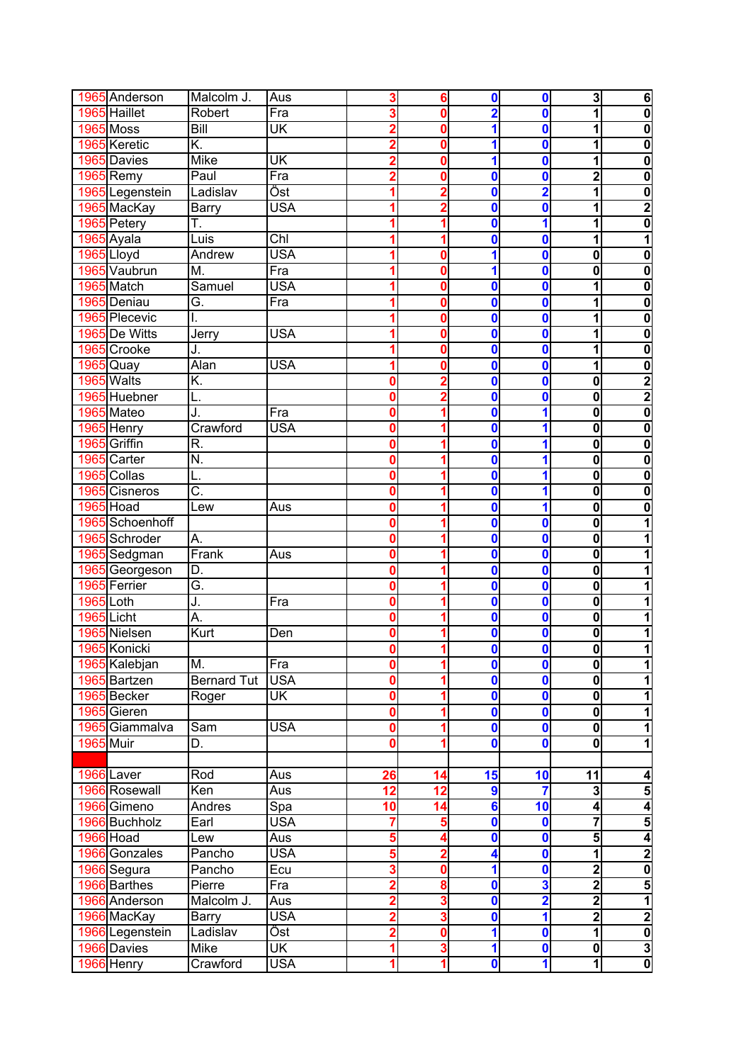| | | | | | | | | | |
|---|---|---|---|---|---|---|---|---|---|
| 1965 | Anderson | Malcolm J. | Aus | 3 | 6 | 0 | 0 | 3 | 6 |
| 1965 | Haillet | Robert | Fra | 3 | 0 | 2 | 0 | 1 | 0 |
| 1965 | Moss | Bill | UK | 2 | 0 | 1 | 0 | 1 | 0 |
| 1965 | Keretic | K. | | 2 | 0 | 1 | 0 | 1 | 0 |
| 1965 | Davies | Mike | UK | 2 | 0 | 1 | 0 | 1 | 0 |
| 1965 | Remy | Paul | Fra | 2 | 0 | 0 | 0 | 2 | 0 |
| 1965 | Legenstein | Ladislav | Öst | 1 | 2 | 0 | 2 | 1 | 0 |
| 1965 | MacKay | Barry | USA | 1 | 2 | 0 | 0 | 1 | 2 |
| 1965 | Petery | T. | | 1 | 1 | 0 | 1 | 1 | 0 |
| 1965 | Ayala | Luis | Chl | 1 | 1 | 0 | 0 | 1 | 1 |
| 1965 | Lloyd | Andrew | USA | 1 | 0 | 1 | 0 | 0 | 0 |
| 1965 | Vaubrun | M. | Fra | 1 | 0 | 1 | 0 | 0 | 0 |
| 1965 | Match | Samuel | USA | 1 | 0 | 0 | 0 | 1 | 0 |
| 1965 | Deniau | G. | Fra | 1 | 0 | 0 | 0 | 1 | 0 |
| 1965 | Plecevic | I. | | 1 | 0 | 0 | 0 | 1 | 0 |
| 1965 | De Witts | Jerry | USA | 1 | 0 | 0 | 0 | 1 | 0 |
| 1965 | Crooke | J. | | 1 | 0 | 0 | 0 | 1 | 0 |
| 1965 | Quay | Alan | USA | 1 | 0 | 0 | 0 | 1 | 0 |
| 1965 | Walts | K. | | 0 | 2 | 0 | 0 | 0 | 2 |
| 1965 | Huebner | L. | | 0 | 2 | 0 | 0 | 0 | 2 |
| 1965 | Mateo | J. | Fra | 0 | 1 | 0 | 1 | 0 | 0 |
| 1965 | Henry | Crawford | USA | 0 | 1 | 0 | 1 | 0 | 0 |
| 1965 | Griffin | R. | | 0 | 1 | 0 | 1 | 0 | 0 |
| 1965 | Carter | N. | | 0 | 1 | 0 | 1 | 0 | 0 |
| 1965 | Collas | L. | | 0 | 1 | 0 | 1 | 0 | 0 |
| 1965 | Cisneros | C. | | 0 | 1 | 0 | 1 | 0 | 0 |
| 1965 | Hoad | Lew | Aus | 0 | 1 | 0 | 1 | 0 | 0 |
| 1965 | Schoenhoff | | | 0 | 1 | 0 | 0 | 0 | 1 |
| 1965 | Schroder | A. | | 0 | 1 | 0 | 0 | 0 | 1 |
| 1965 | Sedgman | Frank | Aus | 0 | 1 | 0 | 0 | 0 | 1 |
| 1965 | Georgeson | D. | | 0 | 1 | 0 | 0 | 0 | 1 |
| 1965 | Ferrier | G. | | 0 | 1 | 0 | 0 | 0 | 1 |
| 1965 | Loth | J. | Fra | 0 | 1 | 0 | 0 | 0 | 1 |
| 1965 | Licht | A. | | 0 | 1 | 0 | 0 | 0 | 1 |
| 1965 | Nielsen | Kurt | Den | 0 | 1 | 0 | 0 | 0 | 1 |
| 1965 | Konicki | | | 0 | 1 | 0 | 0 | 0 | 1 |
| 1965 | Kalebjan | M. | Fra | 0 | 1 | 0 | 0 | 0 | 1 |
| 1965 | Bartzen | Bernard Tut | USA | 0 | 1 | 0 | 0 | 0 | 1 |
| 1965 | Becker | Roger | UK | 0 | 1 | 0 | 0 | 0 | 1 |
| 1965 | Gieren | | | 0 | 1 | 0 | 0 | 0 | 1 |
| 1965 | Giammalva | Sam | USA | 0 | 1 | 0 | 0 | 0 | 1 |
| 1965 | Muir | D. | | 0 | 1 | 0 | 0 | 0 | 1 |
| | | | | | | | | | |
| 1966 | Laver | Rod | Aus | 26 | 14 | 15 | 10 | 11 | 4 |
| 1966 | Rosewall | Ken | Aus | 12 | 12 | 9 | 7 | 3 | 5 |
| 1966 | Gimeno | Andres | Spa | 10 | 14 | 6 | 10 | 4 | 4 |
| 1966 | Buchholz | Earl | USA | 7 | 5 | 0 | 0 | 7 | 5 |
| 1966 | Hoad | Lew | Aus | 5 | 4 | 0 | 0 | 5 | 4 |
| 1966 | Gonzales | Pancho | USA | 5 | 2 | 4 | 0 | 1 | 2 |
| 1966 | Segura | Pancho | Ecu | 3 | 0 | 1 | 0 | 2 | 0 |
| 1966 | Barthes | Pierre | Fra | 2 | 8 | 0 | 3 | 2 | 5 |
| 1966 | Anderson | Malcolm J. | Aus | 2 | 3 | 0 | 2 | 2 | 1 |
| 1966 | MacKay | Barry | USA | 2 | 3 | 0 | 1 | 2 | 2 |
| 1966 | Legenstein | Ladislav | Öst | 2 | 0 | 1 | 0 | 1 | 0 |
| 1966 | Davies | Mike | UK | 1 | 3 | 1 | 0 | 0 | 3 |
| 1966 | Henry | Crawford | USA | 1 | 1 | 0 | 1 | 1 | 0 |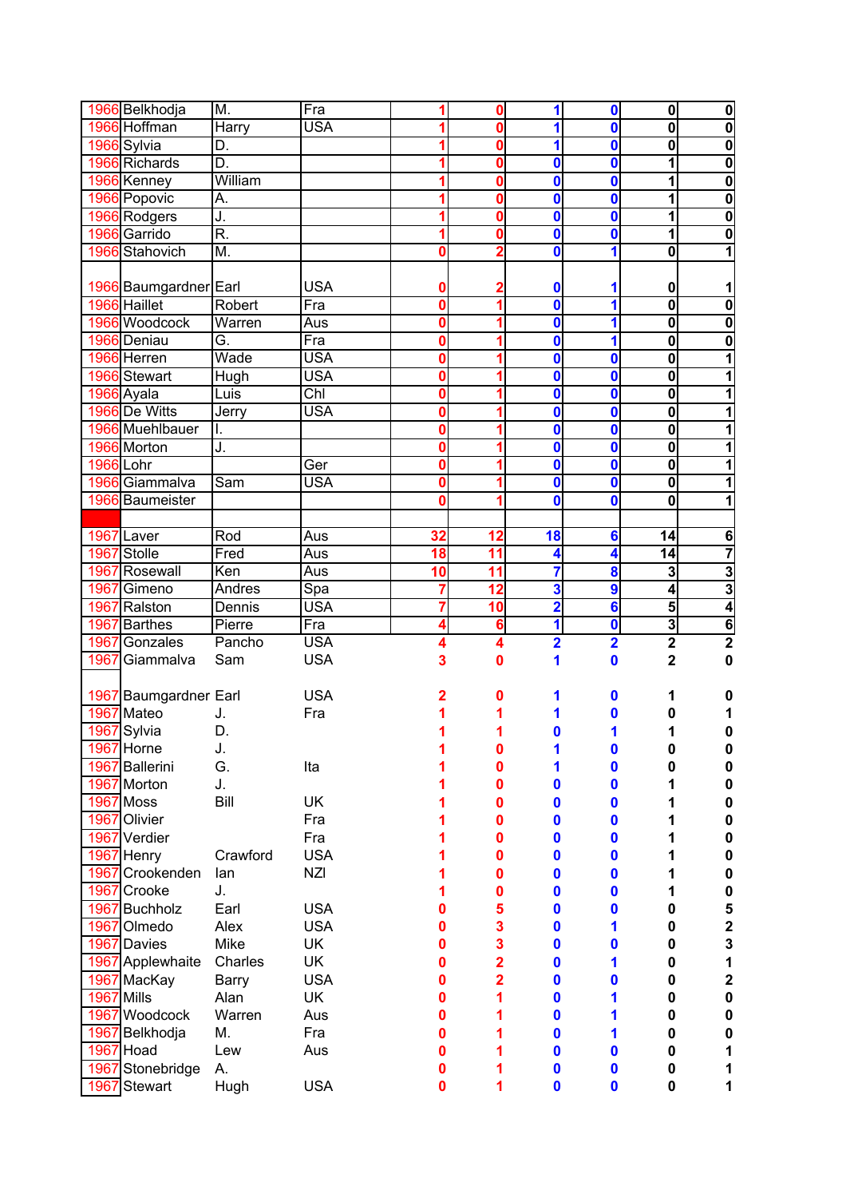| | | | | | | | | | |
|---|---|---|---|---|---|---|---|---|---|
| 1966 | Belkhodja | M. | Fra | 1 | 0 | 1 | 0 | 0 | 0 |
| 1966 | Hoffman | Harry | USA | 1 | 0 | 1 | 0 | 0 | 0 |
| 1966 | Sylvia | D. | | 1 | 0 | 1 | 0 | 0 | 0 |
| 1966 | Richards | D. | | 1 | 0 | 0 | 0 | 1 | 0 |
| 1966 | Kenney | William | | 1 | 0 | 0 | 0 | 1 | 0 |
| 1966 | Popovic | A. | | 1 | 0 | 0 | 0 | 1 | 0 |
| 1966 | Rodgers | J. | | 1 | 0 | 0 | 0 | 1 | 0 |
| 1966 | Garrido | R. | | 1 | 0 | 0 | 0 | 1 | 0 |
| 1966 | Stahovich | M. | | 0 | 2 | 0 | 1 | 0 | 1 |
| | | | | | | | | | |
| 1966 | Baumgardner | Earl | USA | 0 | 2 | 0 | 1 | 0 | 1 |
| 1966 | Haillet | Robert | Fra | 0 | 1 | 0 | 1 | 0 | 0 |
| 1966 | Woodcock | Warren | Aus | 0 | 1 | 0 | 1 | 0 | 0 |
| 1966 | Deniau | G. | Fra | 0 | 1 | 0 | 1 | 0 | 0 |
| 1966 | Herren | Wade | USA | 0 | 1 | 0 | 0 | 0 | 1 |
| 1966 | Stewart | Hugh | USA | 0 | 1 | 0 | 0 | 0 | 1 |
| 1966 | Ayala | Luis | Chl | 0 | 1 | 0 | 0 | 0 | 1 |
| 1966 | De Witts | Jerry | USA | 0 | 1 | 0 | 0 | 0 | 1 |
| 1966 | Muehlbauer | I. | | 0 | 1 | 0 | 0 | 0 | 1 |
| 1966 | Morton | J. | | 0 | 1 | 0 | 0 | 0 | 1 |
| 1966 | Lohr | | Ger | 0 | 1 | 0 | 0 | 0 | 1 |
| 1966 | Giammalva | Sam | USA | 0 | 1 | 0 | 0 | 0 | 1 |
| 1966 | Baumeister | | | 0 | 1 | 0 | 0 | 0 | 1 |
| | | | | | | | | | |
| 1967 | Laver | Rod | Aus | 32 | 12 | 18 | 6 | 14 | 6 |
| 1967 | Stolle | Fred | Aus | 18 | 11 | 4 | 4 | 14 | 7 |
| 1967 | Rosewall | Ken | Aus | 10 | 11 | 7 | 8 | 3 | 3 |
| 1967 | Gimeno | Andres | Spa | 7 | 12 | 3 | 9 | 4 | 3 |
| 1967 | Ralston | Dennis | USA | 7 | 10 | 2 | 6 | 5 | 4 |
| 1967 | Barthes | Pierre | Fra | 4 | 6 | 1 | 0 | 3 | 6 |
| 1967 | Gonzales | Pancho | USA | 4 | 4 | 2 | 2 | 2 | 2 |
| 1967 | Giammalva | Sam | USA | 3 | 0 | 1 | 0 | 2 | 0 |
| | | | | | | | | | |
| 1967 | Baumgardner | Earl | USA | 2 | 0 | 1 | 0 | 1 | 0 |
| 1967 | Mateo | J. | Fra | 1 | 1 | 1 | 0 | 0 | 1 |
| 1967 | Sylvia | D. | | 1 | 1 | 0 | 1 | 1 | 0 |
| 1967 | Horne | J. | | 1 | 0 | 1 | 0 | 0 | 0 |
| 1967 | Ballerini | G. | Ita | 1 | 0 | 1 | 0 | 0 | 0 |
| 1967 | Morton | J. | | 1 | 0 | 0 | 0 | 1 | 0 |
| 1967 | Moss | Bill | UK | 1 | 0 | 0 | 0 | 1 | 0 |
| 1967 | Olivier | | Fra | 1 | 0 | 0 | 0 | 1 | 0 |
| 1967 | Verdier | | Fra | 1 | 0 | 0 | 0 | 1 | 0 |
| 1967 | Henry | Crawford | USA | 1 | 0 | 0 | 0 | 1 | 0 |
| 1967 | Crookenden | Ian | NZl | 1 | 0 | 0 | 0 | 1 | 0 |
| 1967 | Crooke | J. | | 1 | 0 | 0 | 0 | 1 | 0 |
| 1967 | Buchholz | Earl | USA | 0 | 5 | 0 | 0 | 0 | 5 |
| 1967 | Olmedo | Alex | USA | 0 | 3 | 0 | 1 | 0 | 2 |
| 1967 | Davies | Mike | UK | 0 | 3 | 0 | 0 | 0 | 3 |
| 1967 | Applewhaite | Charles | UK | 0 | 2 | 0 | 1 | 0 | 1 |
| 1967 | MacKay | Barry | USA | 0 | 2 | 0 | 0 | 0 | 2 |
| 1967 | Mills | Alan | UK | 0 | 1 | 0 | 1 | 0 | 0 |
| 1967 | Woodcock | Warren | Aus | 0 | 1 | 0 | 1 | 0 | 0 |
| 1967 | Belkhodja | M. | Fra | 0 | 1 | 0 | 1 | 0 | 0 |
| 1967 | Hoad | Lew | Aus | 0 | 1 | 0 | 0 | 0 | 1 |
| 1967 | Stonebridge | A. | | 0 | 1 | 0 | 0 | 0 | 1 |
| 1967 | Stewart | Hugh | USA | 0 | 1 | 0 | 0 | 0 | 1 |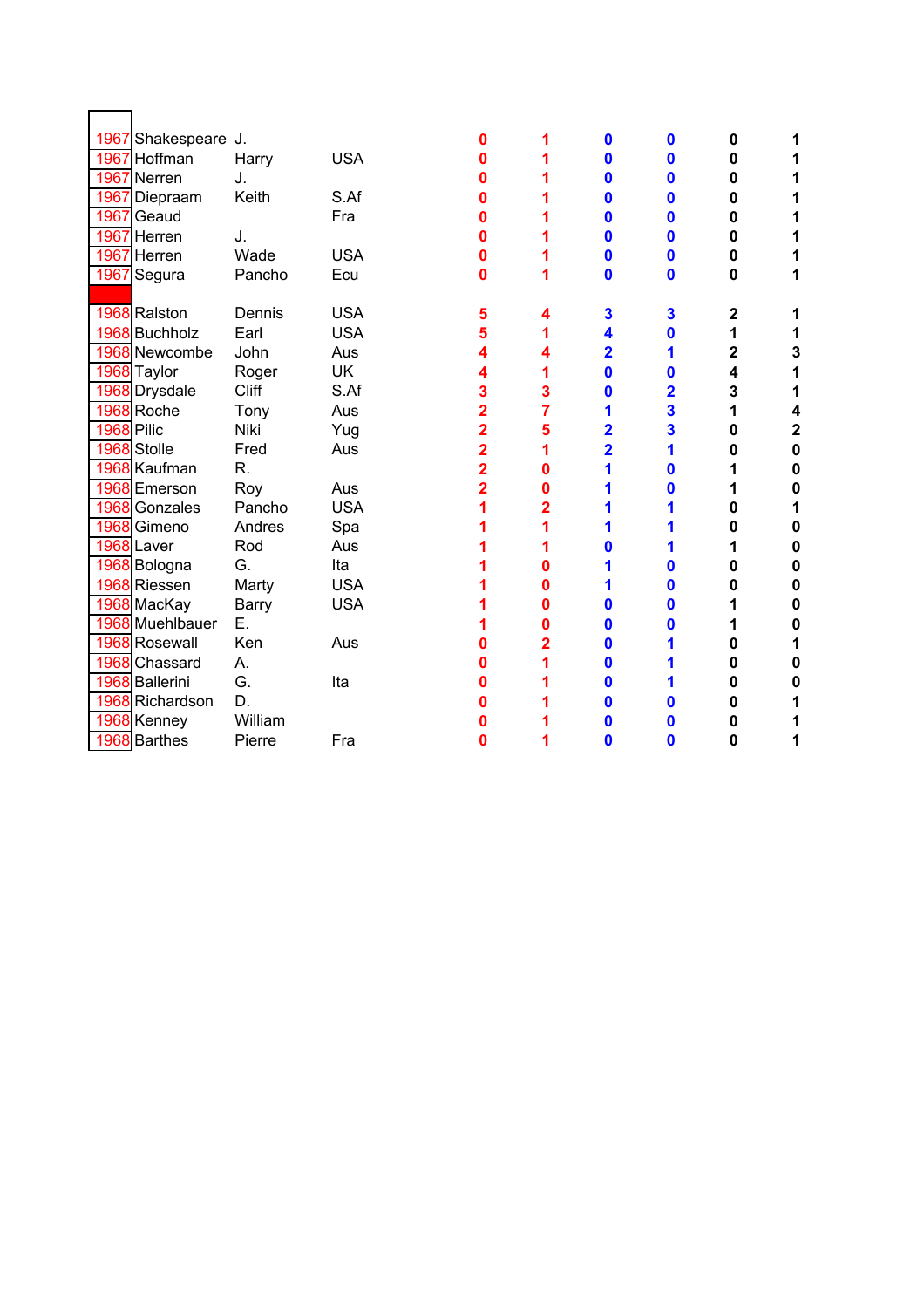| | | | | | | | | | |
|---|---|---|---|---|---|---|---|---|---|
| 1967 | Shakespeare | J. | | 0 | 1 | 0 | 0 | 0 | 1 |
| 1967 | Hoffman | Harry | USA | 0 | 1 | 0 | 0 | 0 | 1 |
| 1967 | Nerren | J. | | 0 | 1 | 0 | 0 | 0 | 1 |
| 1967 | Diepraam | Keith | S.Af | 0 | 1 | 0 | 0 | 0 | 1 |
| 1967 | Geaud | | Fra | 0 | 1 | 0 | 0 | 0 | 1 |
| 1967 | Herren | J. | | 0 | 1 | 0 | 0 | 0 | 1 |
| 1967 | Herren | Wade | USA | 0 | 1 | 0 | 0 | 0 | 1 |
| 1967 | Segura | Pancho | Ecu | 0 | 1 | 0 | 0 | 0 | 1 |
| | | | | | | | | | |
| 1968 | Ralston | Dennis | USA | 5 | 4 | 3 | 3 | 2 | 1 |
| 1968 | Buchholz | Earl | USA | 5 | 1 | 4 | 0 | 1 | 1 |
| 1968 | Newcombe | John | Aus | 4 | 4 | 2 | 1 | 2 | 3 |
| 1968 | Taylor | Roger | UK | 4 | 1 | 0 | 0 | 4 | 1 |
| 1968 | Drysdale | Cliff | S.Af | 3 | 3 | 0 | 2 | 3 | 1 |
| 1968 | Roche | Tony | Aus | 2 | 7 | 1 | 3 | 1 | 4 |
| 1968 | Pilic | Niki | Yug | 2 | 5 | 2 | 3 | 0 | 2 |
| 1968 | Stolle | Fred | Aus | 2 | 1 | 2 | 1 | 0 | 0 |
| 1968 | Kaufman | R. | | 2 | 0 | 1 | 0 | 1 | 0 |
| 1968 | Emerson | Roy | Aus | 2 | 0 | 1 | 0 | 1 | 0 |
| 1968 | Gonzales | Pancho | USA | 1 | 2 | 1 | 1 | 0 | 1 |
| 1968 | Gimeno | Andres | Spa | 1 | 1 | 1 | 1 | 0 | 0 |
| 1968 | Laver | Rod | Aus | 1 | 1 | 0 | 1 | 1 | 0 |
| 1968 | Bologna | G. | Ita | 1 | 0 | 1 | 0 | 0 | 0 |
| 1968 | Riessen | Marty | USA | 1 | 0 | 1 | 0 | 0 | 0 |
| 1968 | MacKay | Barry | USA | 1 | 0 | 0 | 0 | 1 | 0 |
| 1968 | Muehlbauer | E. | | 1 | 0 | 0 | 0 | 1 | 0 |
| 1968 | Rosewall | Ken | Aus | 0 | 2 | 0 | 1 | 0 | 1 |
| 1968 | Chassard | A. | | 0 | 1 | 0 | 1 | 0 | 0 |
| 1968 | Ballerini | G. | Ita | 0 | 1 | 0 | 1 | 0 | 0 |
| 1968 | Richardson | D. | | 0 | 1 | 0 | 0 | 0 | 1 |
| 1968 | Kenney | William | | 0 | 1 | 0 | 0 | 0 | 1 |
| 1968 | Barthes | Pierre | Fra | 0 | 1 | 0 | 0 | 0 | 1 |